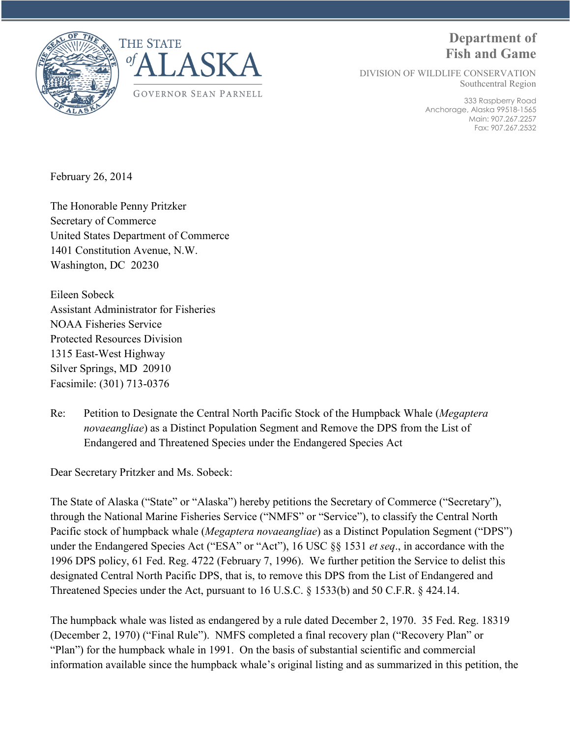THE STATE of ALASKA

GOVERNOR SEAN PARNELL

**Department of Fish and Game**

DIVISION OF WILDLIFE CONSERVATION
Southcentral Region

333 Raspberry Road
Anchorage, Alaska 99518-1565
Main: 907.267.2257
Fax: 907.267.2532

February 26, 2014

The Honorable Penny Pritzker
Secretary of Commerce
United States Department of Commerce
1401 Constitution Avenue, N.W.
Washington, DC 20230

Eileen Sobeck
Assistant Administrator for Fisheries
NOAA Fisheries Service
Protected Resources Division
1315 East-West Highway
Silver Springs, MD 20910
Facsimile: (301) 713-0376

Re: Petition to Designate the Central North Pacific Stock of the Humpback Whale (*Megaptera novaeangliae*) as a Distinct Population Segment and Remove the DPS from the List of Endangered and Threatened Species under the Endangered Species Act

Dear Secretary Pritzker and Ms. Sobeck:

The State of Alaska ("State" or "Alaska") hereby petitions the Secretary of Commerce ("Secretary"), through the National Marine Fisheries Service ("NMFS" or "Service"), to classify the Central North Pacific stock of humpback whale (*Megaptera novaeangliae*) as a Distinct Population Segment ("DPS") under the Endangered Species Act ("ESA" or "Act"), 16 USC §§ 1531 *et seq*., in accordance with the 1996 DPS policy, 61 Fed. Reg. 4722 (February 7, 1996). We further petition the Service to delist this designated Central North Pacific DPS, that is, to remove this DPS from the List of Endangered and Threatened Species under the Act, pursuant to 16 U.S.C. § 1533(b) and 50 C.F.R. § 424.14.

The humpback whale was listed as endangered by a rule dated December 2, 1970. 35 Fed. Reg. 18319 (December 2, 1970) ("Final Rule"). NMFS completed a final recovery plan ("Recovery Plan" or "Plan") for the humpback whale in 1991. On the basis of substantial scientific and commercial information available since the humpback whale's original listing and as summarized in this petition, the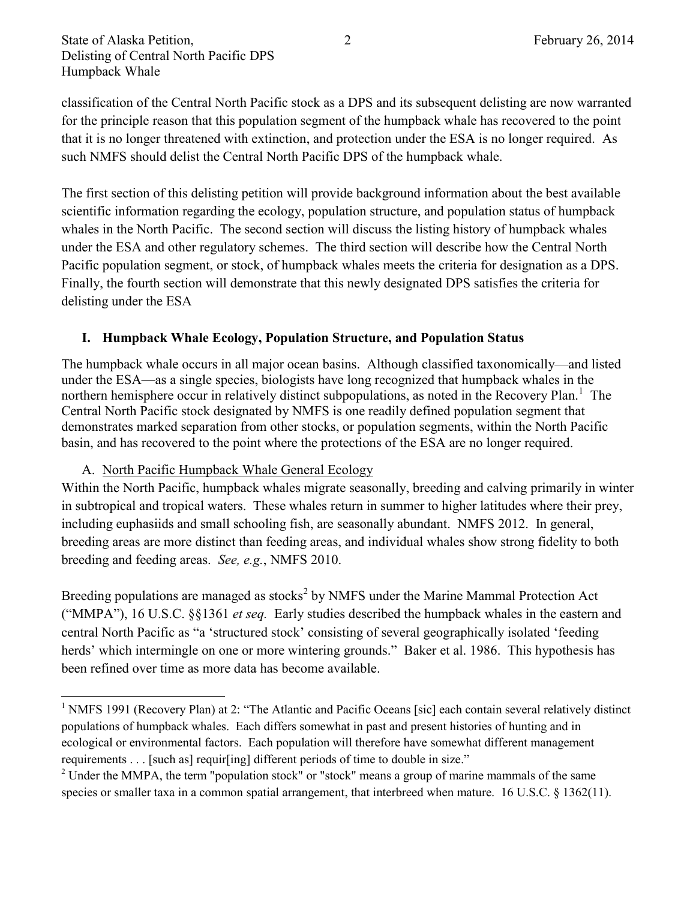classification of the Central North Pacific stock as a DPS and its subsequent delisting are now warranted for the principle reason that this population segment of the humpback whale has recovered to the point that it is no longer threatened with extinction, and protection under the ESA is no longer required. As such NMFS should delist the Central North Pacific DPS of the humpback whale.

The first section of this delisting petition will provide background information about the best available scientific information regarding the ecology, population structure, and population status of humpback whales in the North Pacific. The second section will discuss the listing history of humpback whales under the ESA and other regulatory schemes. The third section will describe how the Central North Pacific population segment, or stock, of humpback whales meets the criteria for designation as a DPS. Finally, the fourth section will demonstrate that this newly designated DPS satisfies the criteria for delisting under the ESA

## I. Humpback Whale Ecology, Population Structure, and Population Status

The humpback whale occurs in all major ocean basins. Although classified taxonomically—and listed under the ESA—as a single species, biologists have long recognized that humpback whales in the northern hemisphere occur in relatively distinct subpopulations, as noted in the Recovery Plan.[1] The Central North Pacific stock designated by NMFS is one readily defined population segment that demonstrates marked separation from other stocks, or population segments, within the North Pacific basin, and has recovered to the point where the protections of the ESA are no longer required.

### A. North Pacific Humpback Whale General Ecology

Within the North Pacific, humpback whales migrate seasonally, breeding and calving primarily in winter in subtropical and tropical waters. These whales return in summer to higher latitudes where their prey, including euphasiids and small schooling fish, are seasonally abundant. NMFS 2012. In general, breeding areas are more distinct than feeding areas, and individual whales show strong fidelity to both breeding and feeding areas. *See, e.g.*, NMFS 2010.

Breeding populations are managed as stocks[2] by NMFS under the Marine Mammal Protection Act ("MMPA"), 16 U.S.C. §§1361 *et seq.* Early studies described the humpback whales in the eastern and central North Pacific as "a 'structured stock' consisting of several geographically isolated 'feeding herds' which intermingle on one or more wintering grounds." Baker et al. 1986. This hypothesis has been refined over time as more data has become available.

---

[1] NMFS 1991 (Recovery Plan) at 2: "The Atlantic and Pacific Oceans [sic] each contain several relatively distinct populations of humpback whales. Each differs somewhat in past and present histories of hunting and in ecological or environmental factors. Each population will therefore have somewhat different management requirements . . . [such as] requir[ing] different periods of time to double in size."

[2] Under the MMPA, the term "population stock" or "stock" means a group of marine mammals of the same species or smaller taxa in a common spatial arrangement, that interbreed when mature. 16 U.S.C. § 1362(11).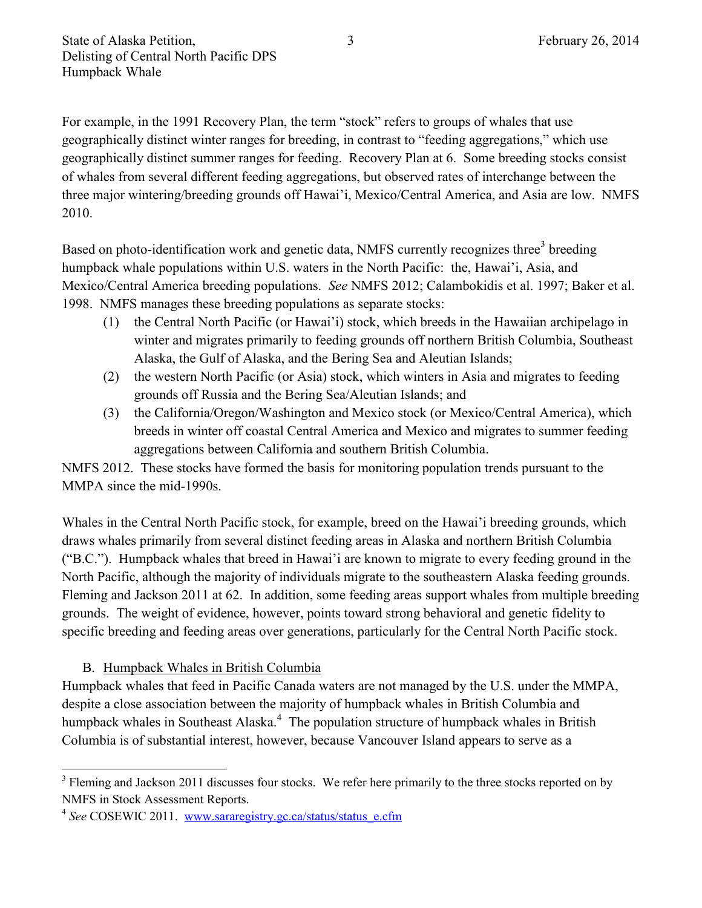For example, in the 1991 Recovery Plan, the term "stock" refers to groups of whales that use geographically distinct winter ranges for breeding, in contrast to "feeding aggregations," which use geographically distinct summer ranges for feeding. Recovery Plan at 6. Some breeding stocks consist of whales from several different feeding aggregations, but observed rates of interchange between the three major wintering/breeding grounds off Hawai'i, Mexico/Central America, and Asia are low. NMFS 2010.

Based on photo-identification work and genetic data, NMFS currently recognizes three[3] breeding humpback whale populations within U.S. waters in the North Pacific: the, Hawai'i, Asia, and Mexico/Central America breeding populations. *See* NMFS 2012; Calambokidis et al. 1997; Baker et al. 1998. NMFS manages these breeding populations as separate stocks:

(1) the Central North Pacific (or Hawai'i) stock, which breeds in the Hawaiian archipelago in winter and migrates primarily to feeding grounds off northern British Columbia, Southeast Alaska, the Gulf of Alaska, and the Bering Sea and Aleutian Islands;

(2) the western North Pacific (or Asia) stock, which winters in Asia and migrates to feeding grounds off Russia and the Bering Sea/Aleutian Islands; and

(3) the California/Oregon/Washington and Mexico stock (or Mexico/Central America), which breeds in winter off coastal Central America and Mexico and migrates to summer feeding aggregations between California and southern British Columbia.

NMFS 2012. These stocks have formed the basis for monitoring population trends pursuant to the MMPA since the mid-1990s.

Whales in the Central North Pacific stock, for example, breed on the Hawai'i breeding grounds, which draws whales primarily from several distinct feeding areas in Alaska and northern British Columbia ("B.C."). Humpback whales that breed in Hawai'i are known to migrate to every feeding ground in the North Pacific, although the majority of individuals migrate to the southeastern Alaska feeding grounds. Fleming and Jackson 2011 at 62. In addition, some feeding areas support whales from multiple breeding grounds. The weight of evidence, however, points toward strong behavioral and genetic fidelity to specific breeding and feeding areas over generations, particularly for the Central North Pacific stock.

### B. Humpback Whales in British Columbia

Humpback whales that feed in Pacific Canada waters are not managed by the U.S. under the MMPA, despite a close association between the majority of humpback whales in British Columbia and humpback whales in Southeast Alaska.[4] The population structure of humpback whales in British Columbia is of substantial interest, however, because Vancouver Island appears to serve as a

---

[3] Fleming and Jackson 2011 discusses four stocks. We refer here primarily to the three stocks reported on by NMFS in Stock Assessment Reports.

[4] *See* COSEWIC 2011. www.sararegistry.gc.ca/status/status_e.cfm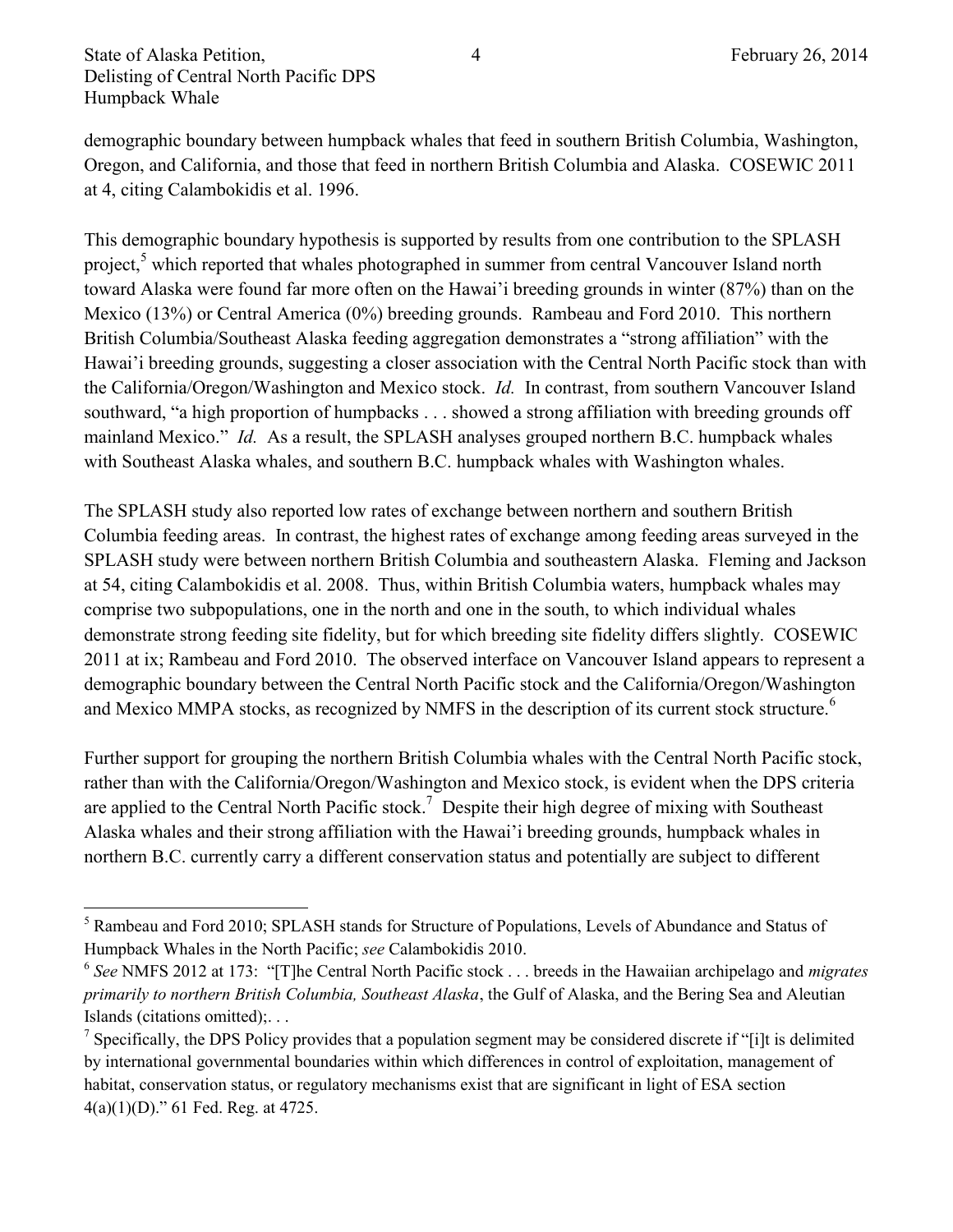demographic boundary between humpback whales that feed in southern British Columbia, Washington, Oregon, and California, and those that feed in northern British Columbia and Alaska. COSEWIC 2011 at 4, citing Calambokidis et al. 1996.

This demographic boundary hypothesis is supported by results from one contribution to the SPLASH project,[5] which reported that whales photographed in summer from central Vancouver Island north toward Alaska were found far more often on the Hawai'i breeding grounds in winter (87%) than on the Mexico (13%) or Central America (0%) breeding grounds. Rambeau and Ford 2010. This northern British Columbia/Southeast Alaska feeding aggregation demonstrates a "strong affiliation" with the Hawai'i breeding grounds, suggesting a closer association with the Central North Pacific stock than with the California/Oregon/Washington and Mexico stock. *Id.* In contrast, from southern Vancouver Island southward, "a high proportion of humpbacks . . . showed a strong affiliation with breeding grounds off mainland Mexico." *Id.* As a result, the SPLASH analyses grouped northern B.C. humpback whales with Southeast Alaska whales, and southern B.C. humpback whales with Washington whales.

The SPLASH study also reported low rates of exchange between northern and southern British Columbia feeding areas. In contrast, the highest rates of exchange among feeding areas surveyed in the SPLASH study were between northern British Columbia and southeastern Alaska. Fleming and Jackson at 54, citing Calambokidis et al. 2008. Thus, within British Columbia waters, humpback whales may comprise two subpopulations, one in the north and one in the south, to which individual whales demonstrate strong feeding site fidelity, but for which breeding site fidelity differs slightly. COSEWIC 2011 at ix; Rambeau and Ford 2010. The observed interface on Vancouver Island appears to represent a demographic boundary between the Central North Pacific stock and the California/Oregon/Washington and Mexico MMPA stocks, as recognized by NMFS in the description of its current stock structure.[6]

Further support for grouping the northern British Columbia whales with the Central North Pacific stock, rather than with the California/Oregon/Washington and Mexico stock, is evident when the DPS criteria are applied to the Central North Pacific stock.[7] Despite their high degree of mixing with Southeast Alaska whales and their strong affiliation with the Hawai'i breeding grounds, humpback whales in northern B.C. currently carry a different conservation status and potentially are subject to different

---

[5] Rambeau and Ford 2010; SPLASH stands for Structure of Populations, Levels of Abundance and Status of Humpback Whales in the North Pacific; *see* Calambokidis 2010.

[6] *See* NMFS 2012 at 173: "[T]he Central North Pacific stock . . . breeds in the Hawaiian archipelago and *migrates primarily to northern British Columbia, Southeast Alaska*, the Gulf of Alaska, and the Bering Sea and Aleutian Islands (citations omitted);. . .

[7] Specifically, the DPS Policy provides that a population segment may be considered discrete if "[i]t is delimited by international governmental boundaries within which differences in control of exploitation, management of habitat, conservation status, or regulatory mechanisms exist that are significant in light of ESA section 4(a)(1)(D)." 61 Fed. Reg. at 4725.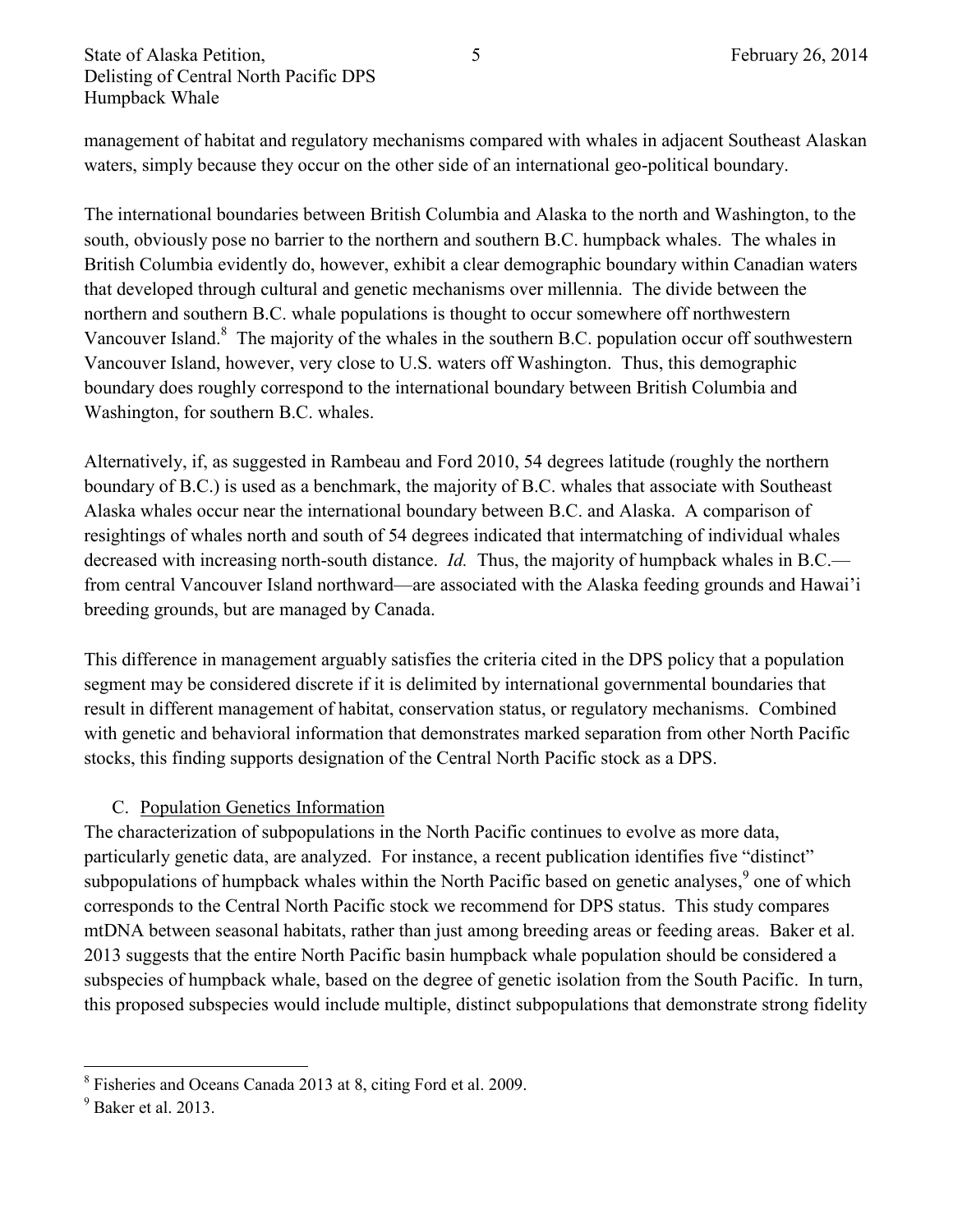management of habitat and regulatory mechanisms compared with whales in adjacent Southeast Alaskan waters, simply because they occur on the other side of an international geo-political boundary.

The international boundaries between British Columbia and Alaska to the north and Washington, to the south, obviously pose no barrier to the northern and southern B.C. humpback whales. The whales in British Columbia evidently do, however, exhibit a clear demographic boundary within Canadian waters that developed through cultural and genetic mechanisms over millennia. The divide between the northern and southern B.C. whale populations is thought to occur somewhere off northwestern Vancouver Island.[8] The majority of the whales in the southern B.C. population occur off southwestern Vancouver Island, however, very close to U.S. waters off Washington. Thus, this demographic boundary does roughly correspond to the international boundary between British Columbia and Washington, for southern B.C. whales.

Alternatively, if, as suggested in Rambeau and Ford 2010, 54 degrees latitude (roughly the northern boundary of B.C.) is used as a benchmark, the majority of B.C. whales that associate with Southeast Alaska whales occur near the international boundary between B.C. and Alaska. A comparison of resightings of whales north and south of 54 degrees indicated that intermatching of individual whales decreased with increasing north-south distance. *Id.* Thus, the majority of humpback whales in B.C.—from central Vancouver Island northward—are associated with the Alaska feeding grounds and Hawai'i breeding grounds, but are managed by Canada.

This difference in management arguably satisfies the criteria cited in the DPS policy that a population segment may be considered discrete if it is delimited by international governmental boundaries that result in different management of habitat, conservation status, or regulatory mechanisms. Combined with genetic and behavioral information that demonstrates marked separation from other North Pacific stocks, this finding supports designation of the Central North Pacific stock as a DPS.

C. Population Genetics Information

The characterization of subpopulations in the North Pacific continues to evolve as more data, particularly genetic data, are analyzed. For instance, a recent publication identifies five "distinct" subpopulations of humpback whales within the North Pacific based on genetic analyses,[9] one of which corresponds to the Central North Pacific stock we recommend for DPS status. This study compares mtDNA between seasonal habitats, rather than just among breeding areas or feeding areas. Baker et al. 2013 suggests that the entire North Pacific basin humpback whale population should be considered a subspecies of humpback whale, based on the degree of genetic isolation from the South Pacific. In turn, this proposed subspecies would include multiple, distinct subpopulations that demonstrate strong fidelity

---

[8] Fisheries and Oceans Canada 2013 at 8, citing Ford et al. 2009.

[9] Baker et al. 2013.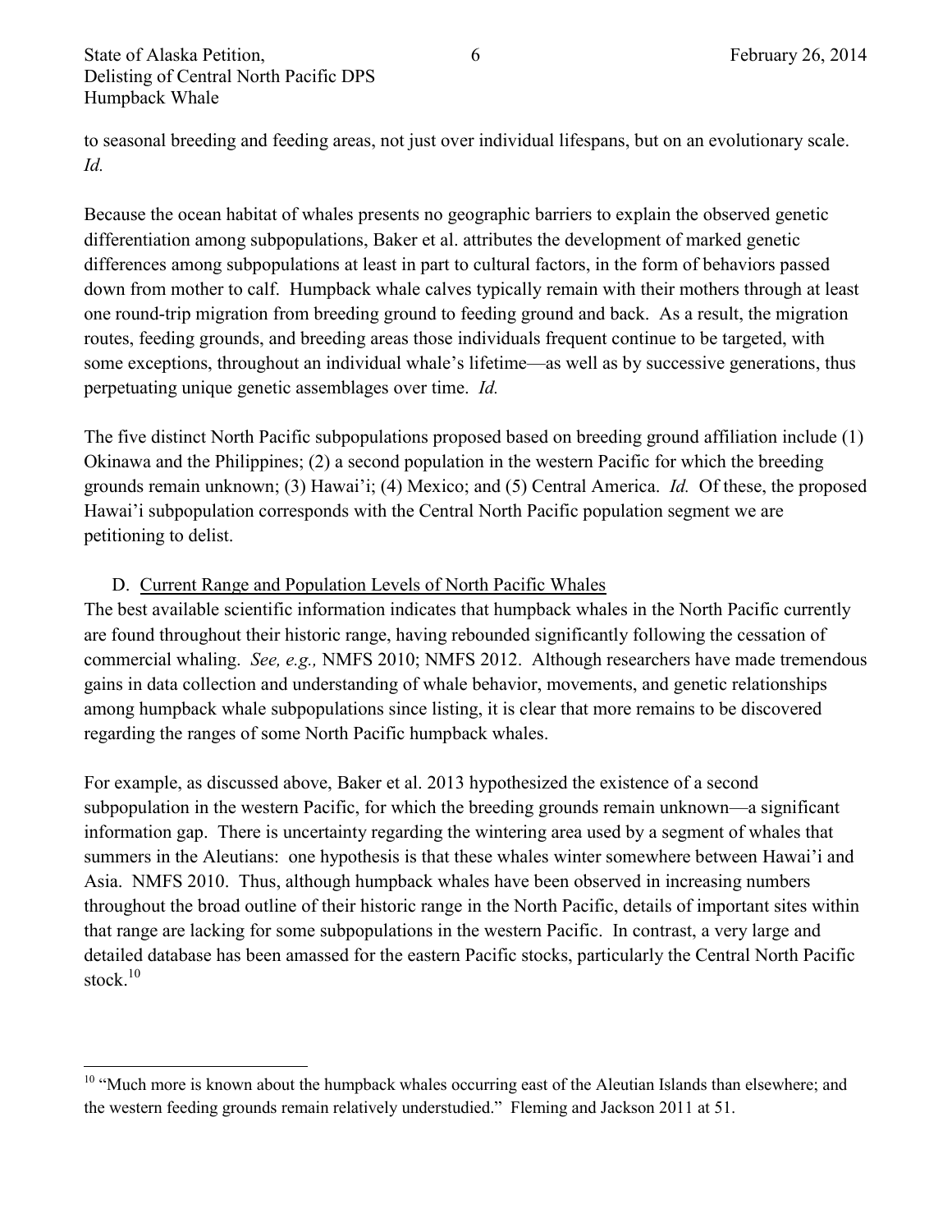to seasonal breeding and feeding areas, not just over individual lifespans, but on an evolutionary scale. *Id.*

Because the ocean habitat of whales presents no geographic barriers to explain the observed genetic differentiation among subpopulations, Baker et al. attributes the development of marked genetic differences among subpopulations at least in part to cultural factors, in the form of behaviors passed down from mother to calf. Humpback whale calves typically remain with their mothers through at least one round-trip migration from breeding ground to feeding ground and back. As a result, the migration routes, feeding grounds, and breeding areas those individuals frequent continue to be targeted, with some exceptions, throughout an individual whale's lifetime—as well as by successive generations, thus perpetuating unique genetic assemblages over time. *Id.*

The five distinct North Pacific subpopulations proposed based on breeding ground affiliation include (1) Okinawa and the Philippines; (2) a second population in the western Pacific for which the breeding grounds remain unknown; (3) Hawai'i; (4) Mexico; and (5) Central America. *Id.* Of these, the proposed Hawai'i subpopulation corresponds with the Central North Pacific population segment we are petitioning to delist.

D. Current Range and Population Levels of North Pacific Whales

The best available scientific information indicates that humpback whales in the North Pacific currently are found throughout their historic range, having rebounded significantly following the cessation of commercial whaling. *See, e.g.,* NMFS 2010; NMFS 2012. Although researchers have made tremendous gains in data collection and understanding of whale behavior, movements, and genetic relationships among humpback whale subpopulations since listing, it is clear that more remains to be discovered regarding the ranges of some North Pacific humpback whales.

For example, as discussed above, Baker et al. 2013 hypothesized the existence of a second subpopulation in the western Pacific, for which the breeding grounds remain unknown—a significant information gap. There is uncertainty regarding the wintering area used by a segment of whales that summers in the Aleutians: one hypothesis is that these whales winter somewhere between Hawai'i and Asia. NMFS 2010. Thus, although humpback whales have been observed in increasing numbers throughout the broad outline of their historic range in the North Pacific, details of important sites within that range are lacking for some subpopulations in the western Pacific. In contrast, a very large and detailed database has been amassed for the eastern Pacific stocks, particularly the Central North Pacific stock.[10]

[10] "Much more is known about the humpback whales occurring east of the Aleutian Islands than elsewhere; and the western feeding grounds remain relatively understudied." Fleming and Jackson 2011 at 51.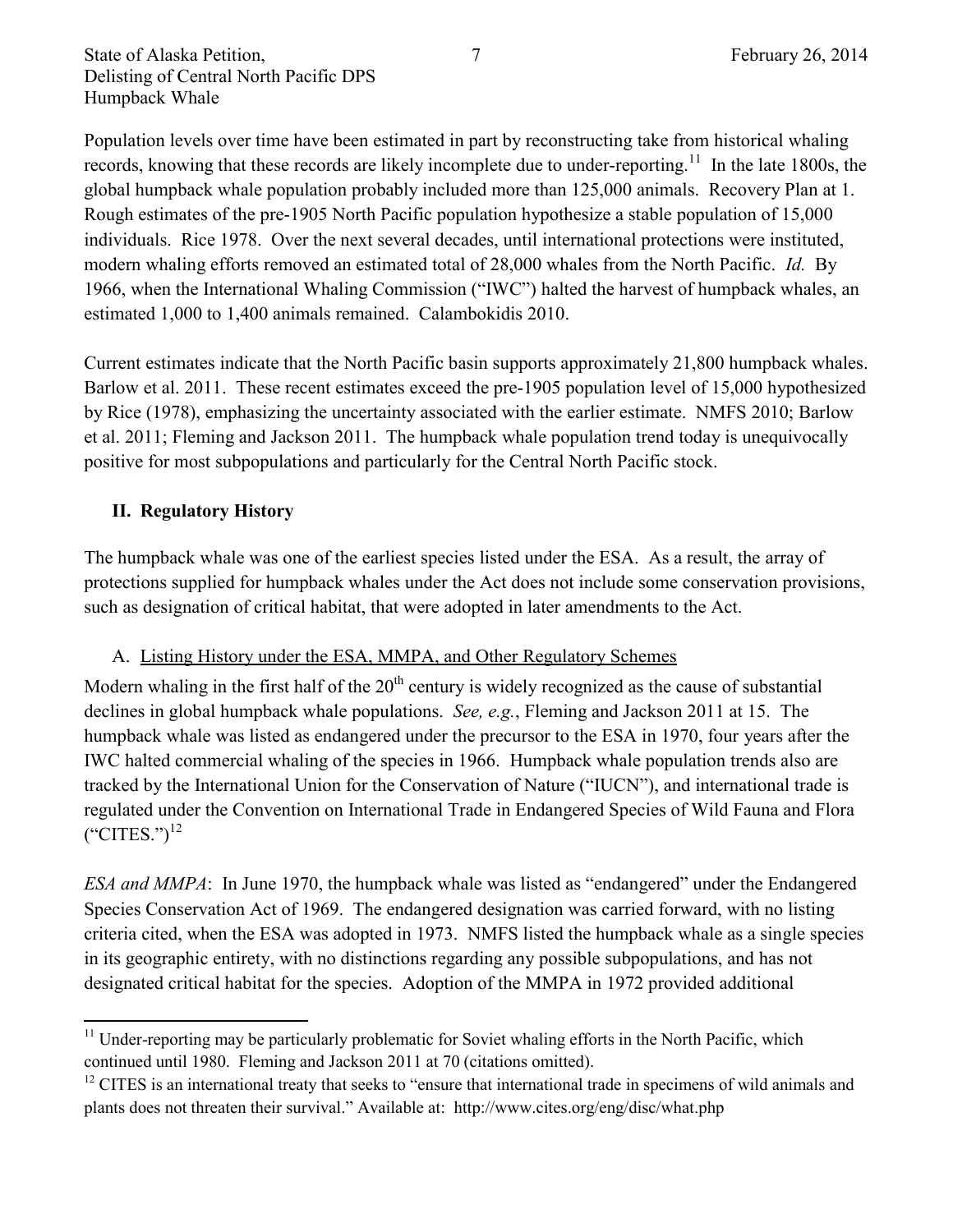Population levels over time have been estimated in part by reconstructing take from historical whaling records, knowing that these records are likely incomplete due to under-reporting.[11] In the late 1800s, the global humpback whale population probably included more than 125,000 animals. Recovery Plan at 1. Rough estimates of the pre-1905 North Pacific population hypothesize a stable population of 15,000 individuals. Rice 1978. Over the next several decades, until international protections were instituted, modern whaling efforts removed an estimated total of 28,000 whales from the North Pacific. *Id.* By 1966, when the International Whaling Commission ("IWC") halted the harvest of humpback whales, an estimated 1,000 to 1,400 animals remained. Calambokidis 2010.

Current estimates indicate that the North Pacific basin supports approximately 21,800 humpback whales. Barlow et al. 2011. These recent estimates exceed the pre-1905 population level of 15,000 hypothesized by Rice (1978), emphasizing the uncertainty associated with the earlier estimate. NMFS 2010; Barlow et al. 2011; Fleming and Jackson 2011. The humpback whale population trend today is unequivocally positive for most subpopulations and particularly for the Central North Pacific stock.

## II. Regulatory History

The humpback whale was one of the earliest species listed under the ESA. As a result, the array of protections supplied for humpback whales under the Act does not include some conservation provisions, such as designation of critical habitat, that were adopted in later amendments to the Act.

### A. Listing History under the ESA, MMPA, and Other Regulatory Schemes

Modern whaling in the first half of the 20th century is widely recognized as the cause of substantial declines in global humpback whale populations. *See, e.g.*, Fleming and Jackson 2011 at 15. The humpback whale was listed as endangered under the precursor to the ESA in 1970, four years after the IWC halted commercial whaling of the species in 1966. Humpback whale population trends also are tracked by the International Union for the Conservation of Nature ("IUCN"), and international trade is regulated under the Convention on International Trade in Endangered Species of Wild Fauna and Flora ("CITES.")[12]

*ESA and MMPA*: In June 1970, the humpback whale was listed as "endangered" under the Endangered Species Conservation Act of 1969. The endangered designation was carried forward, with no listing criteria cited, when the ESA was adopted in 1973. NMFS listed the humpback whale as a single species in its geographic entirety, with no distinctions regarding any possible subpopulations, and has not designated critical habitat for the species. Adoption of the MMPA in 1972 provided additional

---

[11] Under-reporting may be particularly problematic for Soviet whaling efforts in the North Pacific, which continued until 1980. Fleming and Jackson 2011 at 70 (citations omitted).

[12] CITES is an international treaty that seeks to "ensure that international trade in specimens of wild animals and plants does not threaten their survival." Available at: http://www.cites.org/eng/disc/what.php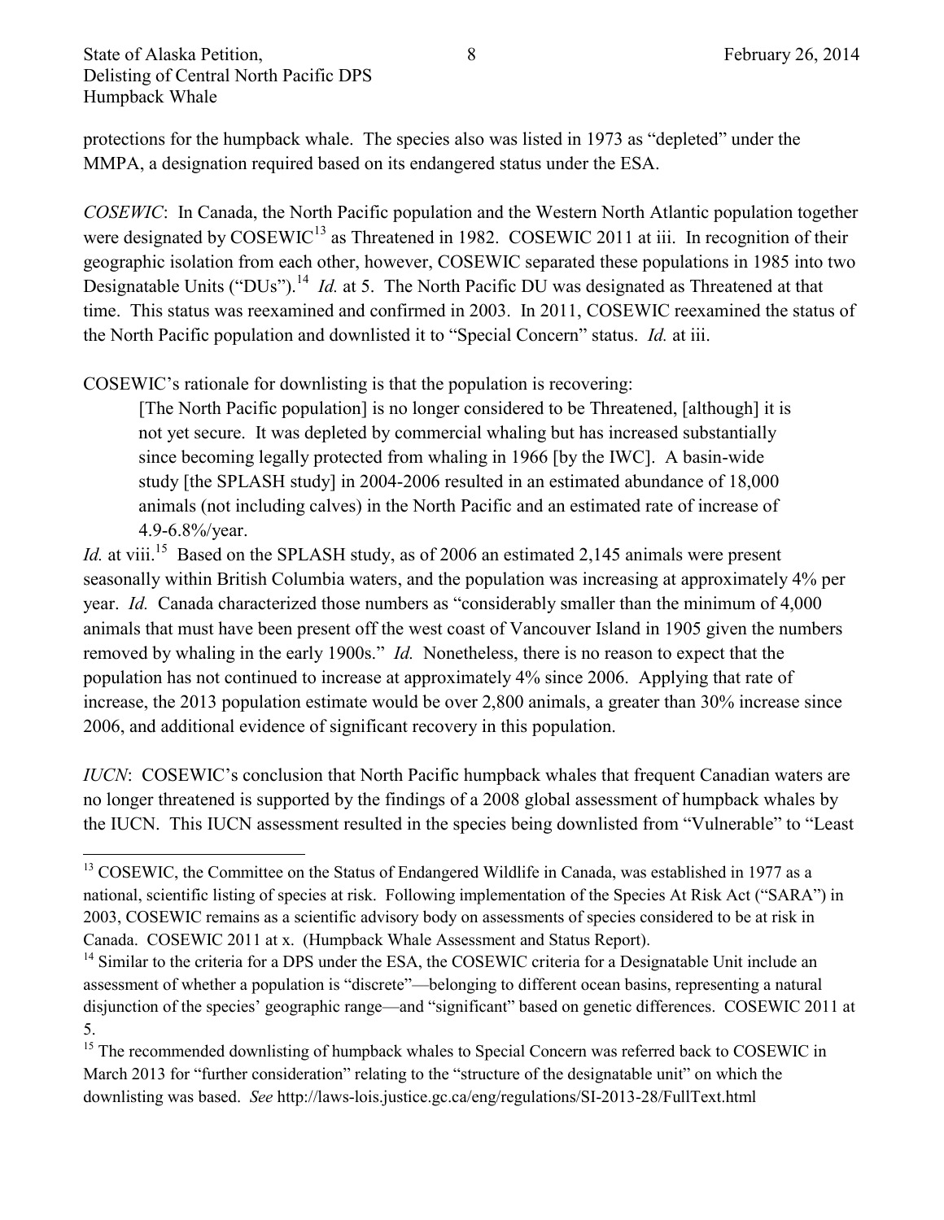protections for the humpback whale. The species also was listed in 1973 as "depleted" under the MMPA, a designation required based on its endangered status under the ESA.

*COSEWIC*: In Canada, the North Pacific population and the Western North Atlantic population together were designated by COSEWIC[13] as Threatened in 1982. COSEWIC 2011 at iii. In recognition of their geographic isolation from each other, however, COSEWIC separated these populations in 1985 into two Designatable Units ("DUs").[14] *Id.* at 5. The North Pacific DU was designated as Threatened at that time. This status was reexamined and confirmed in 2003. In 2011, COSEWIC reexamined the status of the North Pacific population and downlisted it to "Special Concern" status. *Id.* at iii.

COSEWIC's rationale for downlisting is that the population is recovering:

> [The North Pacific population] is no longer considered to be Threatened, [although] it is not yet secure. It was depleted by commercial whaling but has increased substantially since becoming legally protected from whaling in 1966 [by the IWC]. A basin-wide study [the SPLASH study] in 2004-2006 resulted in an estimated abundance of 18,000 animals (not including calves) in the North Pacific and an estimated rate of increase of 4.9-6.8%/year.

*Id.* at viii.[15] Based on the SPLASH study, as of 2006 an estimated 2,145 animals were present seasonally within British Columbia waters, and the population was increasing at approximately 4% per year. *Id.* Canada characterized those numbers as "considerably smaller than the minimum of 4,000 animals that must have been present off the west coast of Vancouver Island in 1905 given the numbers removed by whaling in the early 1900s." *Id.* Nonetheless, there is no reason to expect that the population has not continued to increase at approximately 4% since 2006. Applying that rate of increase, the 2013 population estimate would be over 2,800 animals, a greater than 30% increase since 2006, and additional evidence of significant recovery in this population.

*IUCN*: COSEWIC's conclusion that North Pacific humpback whales that frequent Canadian waters are no longer threatened is supported by the findings of a 2008 global assessment of humpback whales by the IUCN. This IUCN assessment resulted in the species being downlisted from "Vulnerable" to "Least

---

[13] COSEWIC, the Committee on the Status of Endangered Wildlife in Canada, was established in 1977 as a national, scientific listing of species at risk. Following implementation of the Species At Risk Act ("SARA") in 2003, COSEWIC remains as a scientific advisory body on assessments of species considered to be at risk in Canada. COSEWIC 2011 at x. (Humpback Whale Assessment and Status Report).

[14] Similar to the criteria for a DPS under the ESA, the COSEWIC criteria for a Designatable Unit include an assessment of whether a population is "discrete"—belonging to different ocean basins, representing a natural disjunction of the species' geographic range—and "significant" based on genetic differences. COSEWIC 2011 at 5.

[15] The recommended downlisting of humpback whales to Special Concern was referred back to COSEWIC in March 2013 for "further consideration" relating to the "structure of the designatable unit" on which the downlisting was based. *See* http://laws-lois.justice.gc.ca/eng/regulations/SI-2013-28/FullText.html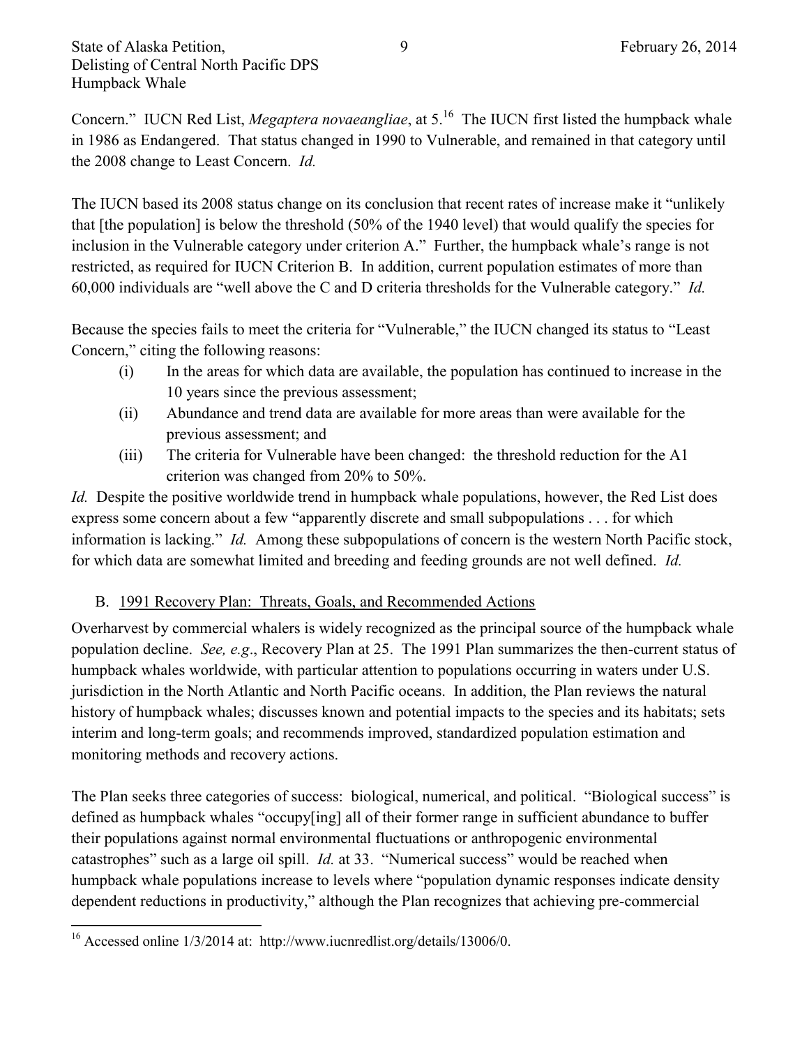Concern." IUCN Red List, *Megaptera novaeangliae*, at 5.[16] The IUCN first listed the humpback whale in 1986 as Endangered. That status changed in 1990 to Vulnerable, and remained in that category until the 2008 change to Least Concern. *Id.*

The IUCN based its 2008 status change on its conclusion that recent rates of increase make it "unlikely that [the population] is below the threshold (50% of the 1940 level) that would qualify the species for inclusion in the Vulnerable category under criterion A." Further, the humpback whale's range is not restricted, as required for IUCN Criterion B. In addition, current population estimates of more than 60,000 individuals are "well above the C and D criteria thresholds for the Vulnerable category." *Id.*

Because the species fails to meet the criteria for "Vulnerable," the IUCN changed its status to "Least Concern," citing the following reasons:

(i) In the areas for which data are available, the population has continued to increase in the 10 years since the previous assessment;

(ii) Abundance and trend data are available for more areas than were available for the previous assessment; and

(iii) The criteria for Vulnerable have been changed: the threshold reduction for the A1 criterion was changed from 20% to 50%.

*Id.* Despite the positive worldwide trend in humpback whale populations, however, the Red List does express some concern about a few "apparently discrete and small subpopulations . . . for which information is lacking." *Id.* Among these subpopulations of concern is the western North Pacific stock, for which data are somewhat limited and breeding and feeding grounds are not well defined. *Id.*

## B. 1991 Recovery Plan: Threats, Goals, and Recommended Actions

Overharvest by commercial whalers is widely recognized as the principal source of the humpback whale population decline. *See, e.g*., Recovery Plan at 25. The 1991 Plan summarizes the then-current status of humpback whales worldwide, with particular attention to populations occurring in waters under U.S. jurisdiction in the North Atlantic and North Pacific oceans. In addition, the Plan reviews the natural history of humpback whales; discusses known and potential impacts to the species and its habitats; sets interim and long-term goals; and recommends improved, standardized population estimation and monitoring methods and recovery actions.

The Plan seeks three categories of success: biological, numerical, and political. "Biological success" is defined as humpback whales "occupy[ing] all of their former range in sufficient abundance to buffer their populations against normal environmental fluctuations or anthropogenic environmental catastrophes" such as a large oil spill. *Id.* at 33. "Numerical success" would be reached when humpback whale populations increase to levels where "population dynamic responses indicate density dependent reductions in productivity," although the Plan recognizes that achieving pre-commercial

---

[16] Accessed online 1/3/2014 at: http://www.iucnredlist.org/details/13006/0.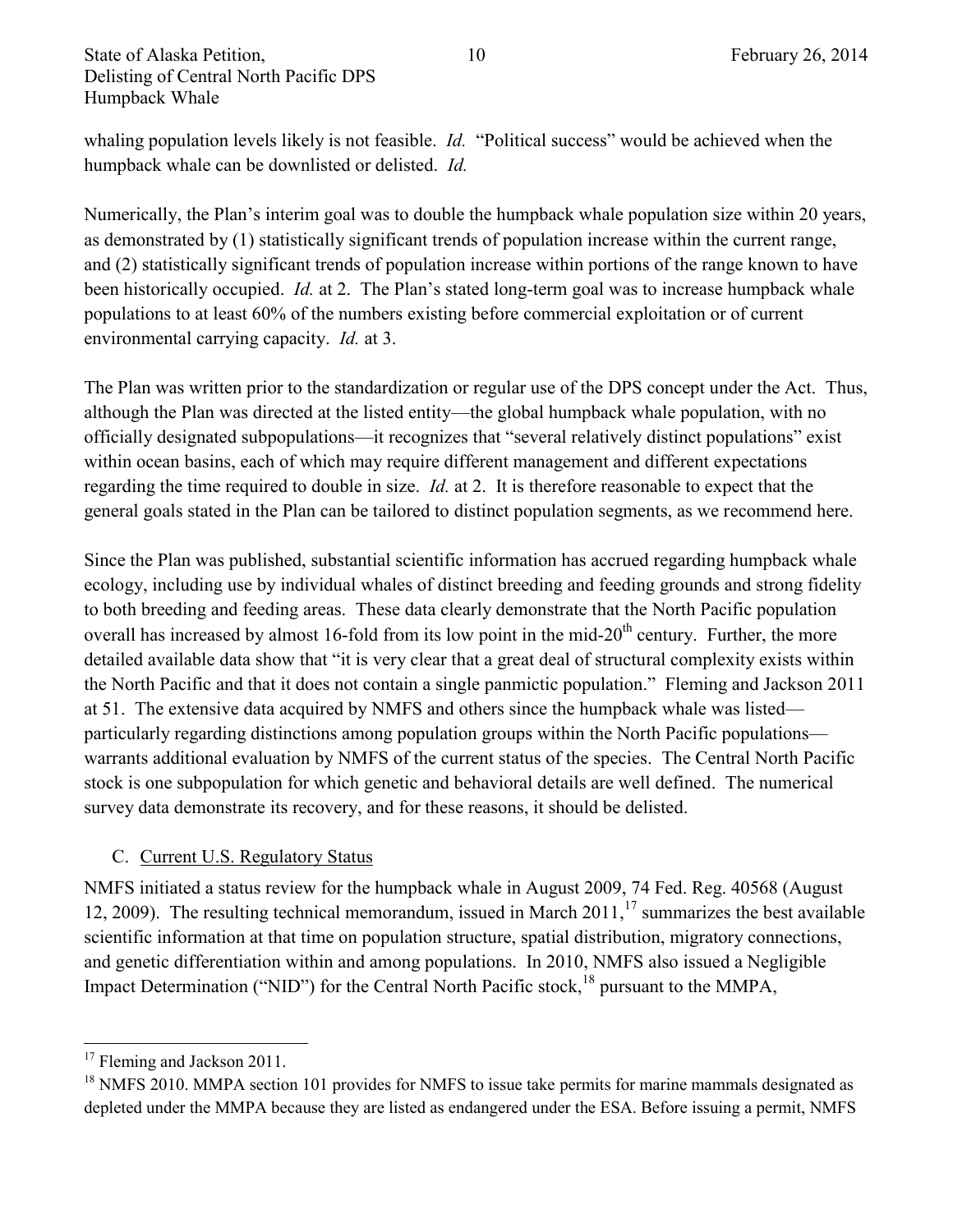whaling population levels likely is not feasible. *Id.* "Political success" would be achieved when the humpback whale can be downlisted or delisted. *Id.*

Numerically, the Plan's interim goal was to double the humpback whale population size within 20 years, as demonstrated by (1) statistically significant trends of population increase within the current range, and (2) statistically significant trends of population increase within portions of the range known to have been historically occupied. *Id.* at 2. The Plan's stated long-term goal was to increase humpback whale populations to at least 60% of the numbers existing before commercial exploitation or of current environmental carrying capacity. *Id.* at 3.

The Plan was written prior to the standardization or regular use of the DPS concept under the Act. Thus, although the Plan was directed at the listed entity—the global humpback whale population, with no officially designated subpopulations—it recognizes that "several relatively distinct populations" exist within ocean basins, each of which may require different management and different expectations regarding the time required to double in size. *Id.* at 2. It is therefore reasonable to expect that the general goals stated in the Plan can be tailored to distinct population segments, as we recommend here.

Since the Plan was published, substantial scientific information has accrued regarding humpback whale ecology, including use by individual whales of distinct breeding and feeding grounds and strong fidelity to both breeding and feeding areas. These data clearly demonstrate that the North Pacific population overall has increased by almost 16-fold from its low point in the mid-20th century. Further, the more detailed available data show that "it is very clear that a great deal of structural complexity exists within the North Pacific and that it does not contain a single panmictic population." Fleming and Jackson 2011 at 51. The extensive data acquired by NMFS and others since the humpback whale was listed—particularly regarding distinctions among population groups within the North Pacific populations—warrants additional evaluation by NMFS of the current status of the species. The Central North Pacific stock is one subpopulation for which genetic and behavioral details are well defined. The numerical survey data demonstrate its recovery, and for these reasons, it should be delisted.

### C. Current U.S. Regulatory Status

NMFS initiated a status review for the humpback whale in August 2009, 74 Fed. Reg. 40568 (August 12, 2009). The resulting technical memorandum, issued in March 2011,[17] summarizes the best available scientific information at that time on population structure, spatial distribution, migratory connections, and genetic differentiation within and among populations. In 2010, NMFS also issued a Negligible Impact Determination ("NID") for the Central North Pacific stock,[18] pursuant to the MMPA,

---

[17] Fleming and Jackson 2011.

[18] NMFS 2010. MMPA section 101 provides for NMFS to issue take permits for marine mammals designated as depleted under the MMPA because they are listed as endangered under the ESA. Before issuing a permit, NMFS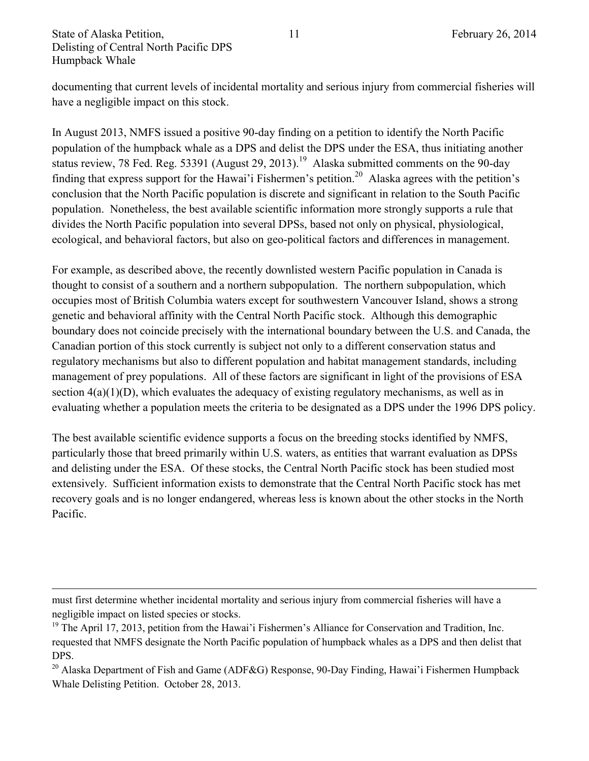documenting that current levels of incidental mortality and serious injury from commercial fisheries will have a negligible impact on this stock.

In August 2013, NMFS issued a positive 90-day finding on a petition to identify the North Pacific population of the humpback whale as a DPS and delist the DPS under the ESA, thus initiating another status review, 78 Fed. Reg. 53391 (August 29, 2013).[19] Alaska submitted comments on the 90-day finding that express support for the Hawai'i Fishermen's petition.[20] Alaska agrees with the petition's conclusion that the North Pacific population is discrete and significant in relation to the South Pacific population. Nonetheless, the best available scientific information more strongly supports a rule that divides the North Pacific population into several DPSs, based not only on physical, physiological, ecological, and behavioral factors, but also on geo-political factors and differences in management.

For example, as described above, the recently downlisted western Pacific population in Canada is thought to consist of a southern and a northern subpopulation. The northern subpopulation, which occupies most of British Columbia waters except for southwestern Vancouver Island, shows a strong genetic and behavioral affinity with the Central North Pacific stock. Although this demographic boundary does not coincide precisely with the international boundary between the U.S. and Canada, the Canadian portion of this stock currently is subject not only to a different conservation status and regulatory mechanisms but also to different population and habitat management standards, including management of prey populations. All of these factors are significant in light of the provisions of ESA section 4(a)(1)(D), which evaluates the adequacy of existing regulatory mechanisms, as well as in evaluating whether a population meets the criteria to be designated as a DPS under the 1996 DPS policy.

The best available scientific evidence supports a focus on the breeding stocks identified by NMFS, particularly those that breed primarily within U.S. waters, as entities that warrant evaluation as DPSs and delisting under the ESA. Of these stocks, the Central North Pacific stock has been studied most extensively. Sufficient information exists to demonstrate that the Central North Pacific stock has met recovery goals and is no longer endangered, whereas less is known about the other stocks in the North Pacific.

---

must first determine whether incidental mortality and serious injury from commercial fisheries will have a negligible impact on listed species or stocks.

[19] The April 17, 2013, petition from the Hawai'i Fishermen's Alliance for Conservation and Tradition, Inc. requested that NMFS designate the North Pacific population of humpback whales as a DPS and then delist that DPS.

[20] Alaska Department of Fish and Game (ADF&G) Response, 90-Day Finding, Hawai'i Fishermen Humpback Whale Delisting Petition. October 28, 2013.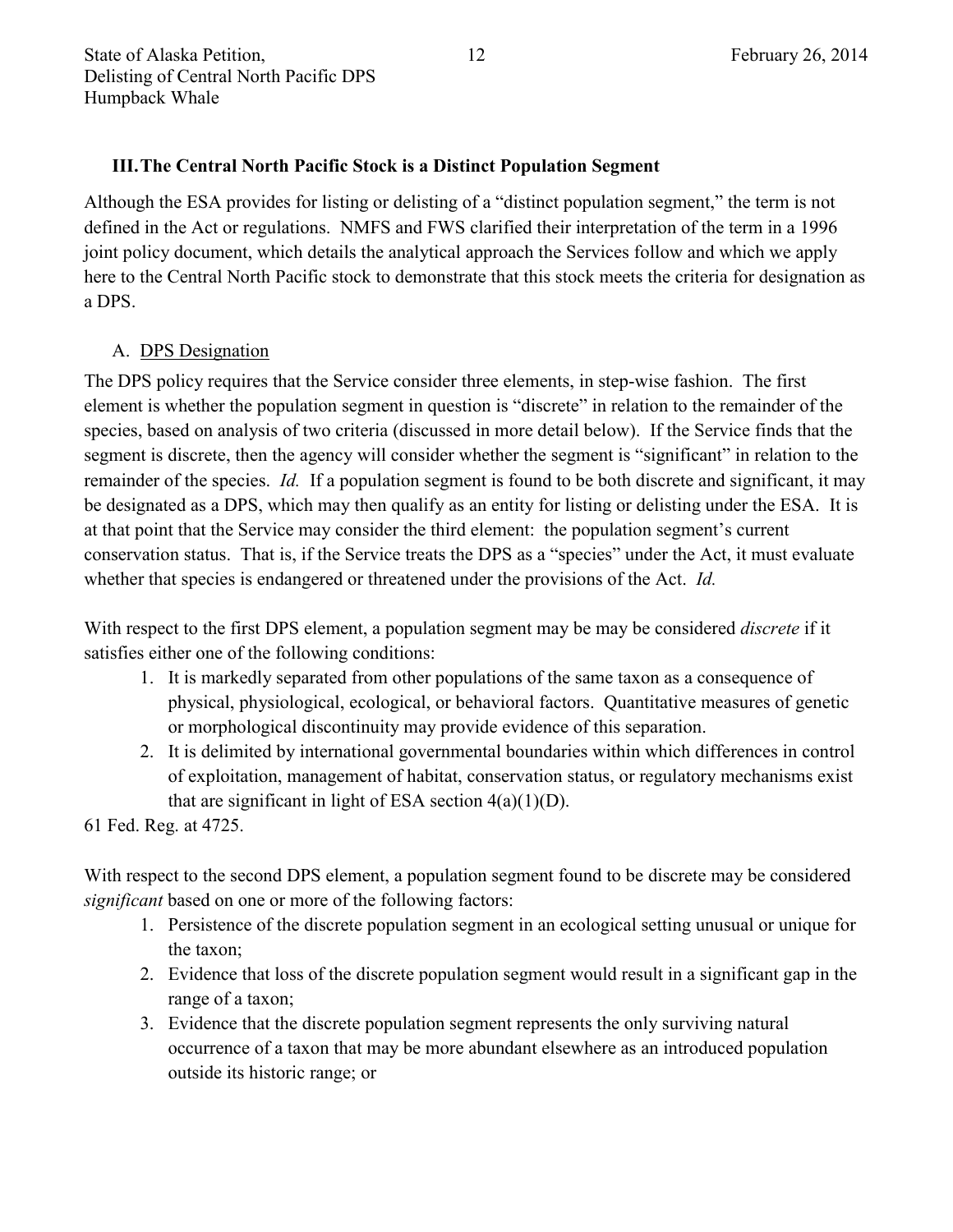## III. The Central North Pacific Stock is a Distinct Population Segment

Although the ESA provides for listing or delisting of a "distinct population segment," the term is not defined in the Act or regulations. NMFS and FWS clarified their interpretation of the term in a 1996 joint policy document, which details the analytical approach the Services follow and which we apply here to the Central North Pacific stock to demonstrate that this stock meets the criteria for designation as a DPS.

### A. DPS Designation

The DPS policy requires that the Service consider three elements, in step-wise fashion. The first element is whether the population segment in question is "discrete" in relation to the remainder of the species, based on analysis of two criteria (discussed in more detail below). If the Service finds that the segment is discrete, then the agency will consider whether the segment is "significant" in relation to the remainder of the species. *Id.* If a population segment is found to be both discrete and significant, it may be designated as a DPS, which may then qualify as an entity for listing or delisting under the ESA. It is at that point that the Service may consider the third element: the population segment's current conservation status. That is, if the Service treats the DPS as a "species" under the Act, it must evaluate whether that species is endangered or threatened under the provisions of the Act. *Id.*

With respect to the first DPS element, a population segment may be may be considered *discrete* if it satisfies either one of the following conditions:

1. It is markedly separated from other populations of the same taxon as a consequence of physical, physiological, ecological, or behavioral factors. Quantitative measures of genetic or morphological discontinuity may provide evidence of this separation.
2. It is delimited by international governmental boundaries within which differences in control of exploitation, management of habitat, conservation status, or regulatory mechanisms exist that are significant in light of ESA section 4(a)(1)(D).

61 Fed. Reg. at 4725.

With respect to the second DPS element, a population segment found to be discrete may be considered *significant* based on one or more of the following factors:

1. Persistence of the discrete population segment in an ecological setting unusual or unique for the taxon;
2. Evidence that loss of the discrete population segment would result in a significant gap in the range of a taxon;
3. Evidence that the discrete population segment represents the only surviving natural occurrence of a taxon that may be more abundant elsewhere as an introduced population outside its historic range; or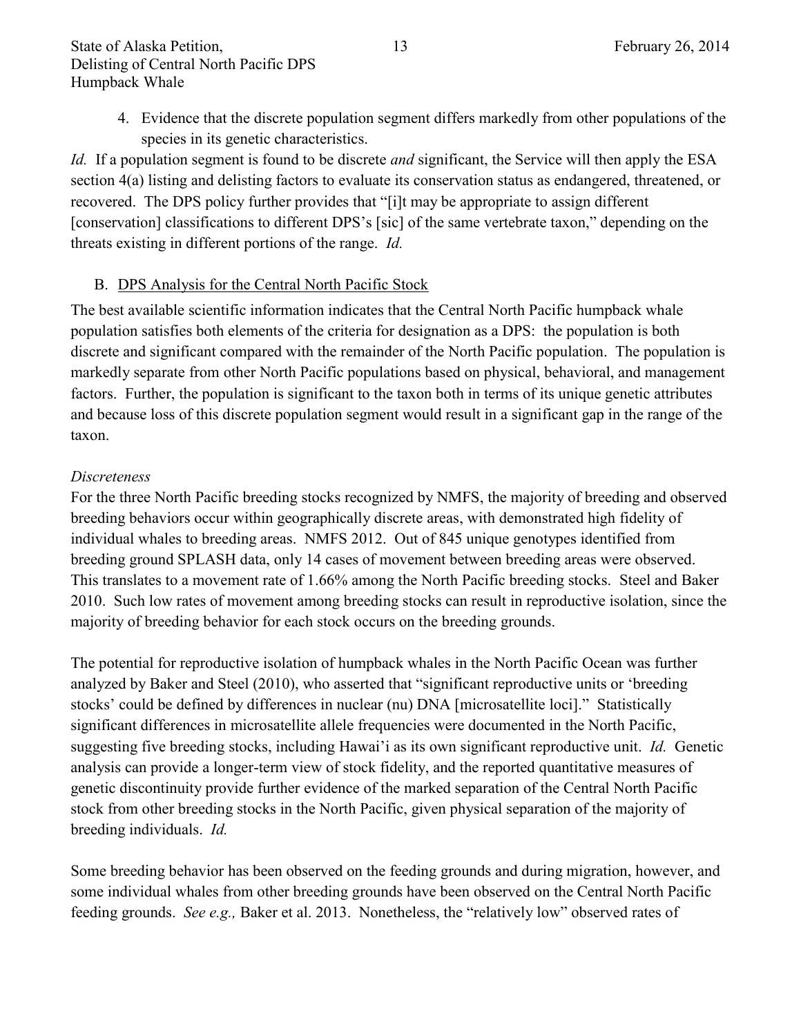4. Evidence that the discrete population segment differs markedly from other populations of the species in its genetic characteristics.

*Id.* If a population segment is found to be discrete *and* significant, the Service will then apply the ESA section 4(a) listing and delisting factors to evaluate its conservation status as endangered, threatened, or recovered. The DPS policy further provides that "[i]t may be appropriate to assign different [conservation] classifications to different DPS's [sic] of the same vertebrate taxon," depending on the threats existing in different portions of the range. *Id.*

### B. DPS Analysis for the Central North Pacific Stock

The best available scientific information indicates that the Central North Pacific humpback whale population satisfies both elements of the criteria for designation as a DPS: the population is both discrete and significant compared with the remainder of the North Pacific population. The population is markedly separate from other North Pacific populations based on physical, behavioral, and management factors. Further, the population is significant to the taxon both in terms of its unique genetic attributes and because loss of this discrete population segment would result in a significant gap in the range of the taxon.

*Discreteness*

For the three North Pacific breeding stocks recognized by NMFS, the majority of breeding and observed breeding behaviors occur within geographically discrete areas, with demonstrated high fidelity of individual whales to breeding areas. NMFS 2012. Out of 845 unique genotypes identified from breeding ground SPLASH data, only 14 cases of movement between breeding areas were observed. This translates to a movement rate of 1.66% among the North Pacific breeding stocks. Steel and Baker 2010. Such low rates of movement among breeding stocks can result in reproductive isolation, since the majority of breeding behavior for each stock occurs on the breeding grounds.

The potential for reproductive isolation of humpback whales in the North Pacific Ocean was further analyzed by Baker and Steel (2010), who asserted that "significant reproductive units or 'breeding stocks' could be defined by differences in nuclear (nu) DNA [microsatellite loci]." Statistically significant differences in microsatellite allele frequencies were documented in the North Pacific, suggesting five breeding stocks, including Hawai'i as its own significant reproductive unit. *Id.* Genetic analysis can provide a longer-term view of stock fidelity, and the reported quantitative measures of genetic discontinuity provide further evidence of the marked separation of the Central North Pacific stock from other breeding stocks in the North Pacific, given physical separation of the majority of breeding individuals. *Id.*

Some breeding behavior has been observed on the feeding grounds and during migration, however, and some individual whales from other breeding grounds have been observed on the Central North Pacific feeding grounds. *See e.g.,* Baker et al. 2013. Nonetheless, the "relatively low" observed rates of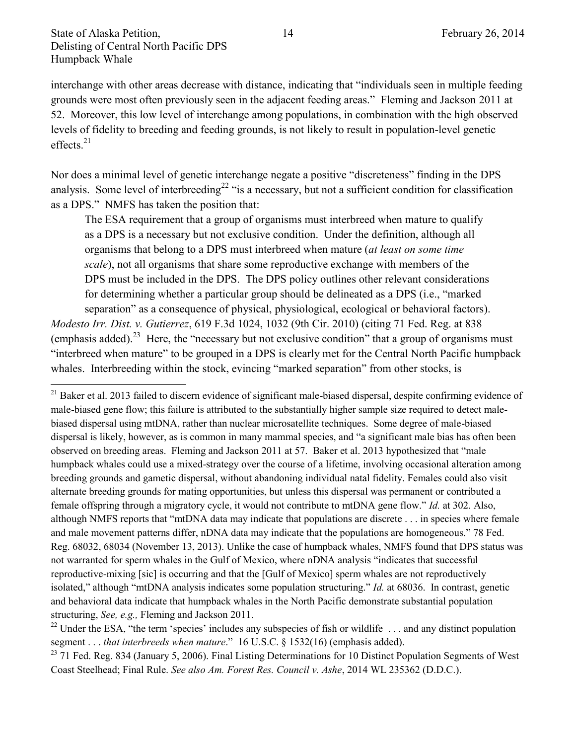interchange with other areas decrease with distance, indicating that "individuals seen in multiple feeding grounds were most often previously seen in the adjacent feeding areas." Fleming and Jackson 2011 at 52. Moreover, this low level of interchange among populations, in combination with the high observed levels of fidelity to breeding and feeding grounds, is not likely to result in population-level genetic effects.[21]

Nor does a minimal level of genetic interchange negate a positive "discreteness" finding in the DPS analysis. Some level of interbreeding[22] "is a necessary, but not a sufficient condition for classification as a DPS." NMFS has taken the position that:

> The ESA requirement that a group of organisms must interbreed when mature to qualify as a DPS is a necessary but not exclusive condition. Under the definition, although all organisms that belong to a DPS must interbreed when mature (*at least on some time scale*), not all organisms that share some reproductive exchange with members of the DPS must be included in the DPS. The DPS policy outlines other relevant considerations for determining whether a particular group should be delineated as a DPS (i.e., "marked separation" as a consequence of physical, physiological, ecological or behavioral factors).

*Modesto Irr. Dist. v. Gutierrez*, 619 F.3d 1024, 1032 (9th Cir. 2010) (citing 71 Fed. Reg. at 838 (emphasis added).[23] Here, the "necessary but not exclusive condition" that a group of organisms must "interbreed when mature" to be grouped in a DPS is clearly met for the Central North Pacific humpback whales. Interbreeding within the stock, evincing "marked separation" from other stocks, is

---

[21] Baker et al. 2013 failed to discern evidence of significant male-biased dispersal, despite confirming evidence of male-biased gene flow; this failure is attributed to the substantially higher sample size required to detect male-biased dispersal using mtDNA, rather than nuclear microsatellite techniques. Some degree of male-biased dispersal is likely, however, as is common in many mammal species, and "a significant male bias has often been observed on breeding areas. Fleming and Jackson 2011 at 57. Baker et al. 2013 hypothesized that "male humpback whales could use a mixed-strategy over the course of a lifetime, involving occasional alteration among breeding grounds and gametic dispersal, without abandoning individual natal fidelity. Females could also visit alternate breeding grounds for mating opportunities, but unless this dispersal was permanent or contributed a female offspring through a migratory cycle, it would not contribute to mtDNA gene flow." *Id.* at 302. Also, although NMFS reports that "mtDNA data may indicate that populations are discrete . . . in species where female and male movement patterns differ, nDNA data may indicate that the populations are homogeneous." 78 Fed. Reg. 68032, 68034 (November 13, 2013). Unlike the case of humpback whales, NMFS found that DPS status was not warranted for sperm whales in the Gulf of Mexico, where nDNA analysis "indicates that successful reproductive-mixing [sic] is occurring and that the [Gulf of Mexico] sperm whales are not reproductively isolated," although "mtDNA analysis indicates some population structuring." *Id.* at 68036. In contrast, genetic and behavioral data indicate that humpback whales in the North Pacific demonstrate substantial population structuring, *See, e.g.,* Fleming and Jackson 2011.

[22] Under the ESA, "the term 'species' includes any subspecies of fish or wildlife . . . and any distinct population segment . . . *that interbreeds when mature*." 16 U.S.C. § 1532(16) (emphasis added).

[23] 71 Fed. Reg. 834 (January 5, 2006). Final Listing Determinations for 10 Distinct Population Segments of West Coast Steelhead; Final Rule. *See also Am. Forest Res. Council v. Ashe*, 2014 WL 235362 (D.D.C.).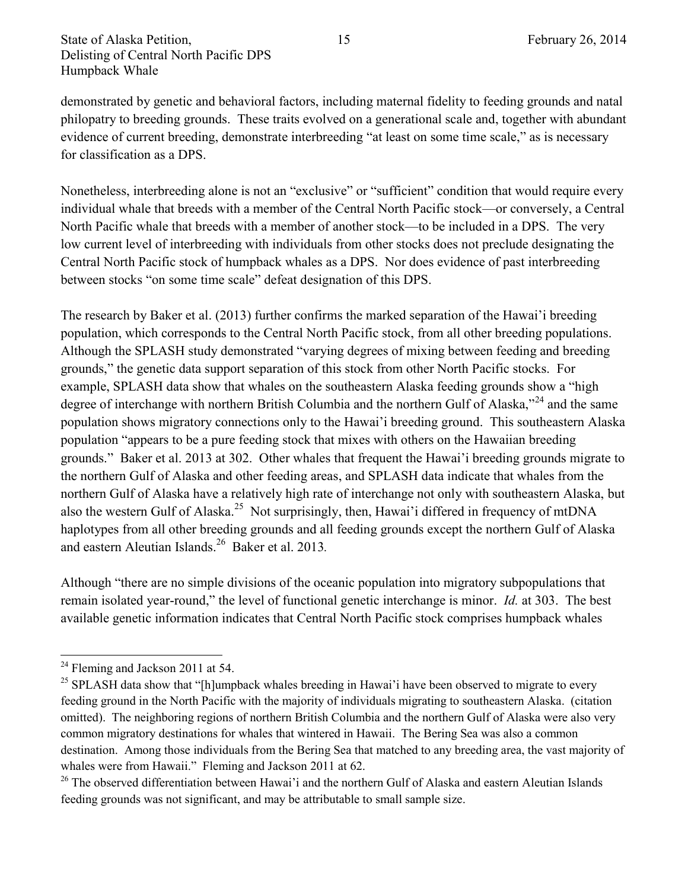demonstrated by genetic and behavioral factors, including maternal fidelity to feeding grounds and natal philopatry to breeding grounds. These traits evolved on a generational scale and, together with abundant evidence of current breeding, demonstrate interbreeding "at least on some time scale," as is necessary for classification as a DPS.

Nonetheless, interbreeding alone is not an "exclusive" or "sufficient" condition that would require every individual whale that breeds with a member of the Central North Pacific stock—or conversely, a Central North Pacific whale that breeds with a member of another stock—to be included in a DPS. The very low current level of interbreeding with individuals from other stocks does not preclude designating the Central North Pacific stock of humpback whales as a DPS. Nor does evidence of past interbreeding between stocks "on some time scale" defeat designation of this DPS.

The research by Baker et al. (2013) further confirms the marked separation of the Hawai'i breeding population, which corresponds to the Central North Pacific stock, from all other breeding populations. Although the SPLASH study demonstrated "varying degrees of mixing between feeding and breeding grounds," the genetic data support separation of this stock from other North Pacific stocks. For example, SPLASH data show that whales on the southeastern Alaska feeding grounds show a "high degree of interchange with northern British Columbia and the northern Gulf of Alaska,"[24] and the same population shows migratory connections only to the Hawai'i breeding ground. This southeastern Alaska population "appears to be a pure feeding stock that mixes with others on the Hawaiian breeding grounds." Baker et al. 2013 at 302. Other whales that frequent the Hawai'i breeding grounds migrate to the northern Gulf of Alaska and other feeding areas, and SPLASH data indicate that whales from the northern Gulf of Alaska have a relatively high rate of interchange not only with southeastern Alaska, but also the western Gulf of Alaska.[25] Not surprisingly, then, Hawai'i differed in frequency of mtDNA haplotypes from all other breeding grounds and all feeding grounds except the northern Gulf of Alaska and eastern Aleutian Islands.[26] Baker et al. 2013.

Although "there are no simple divisions of the oceanic population into migratory subpopulations that remain isolated year-round," the level of functional genetic interchange is minor. *Id.* at 303. The best available genetic information indicates that Central North Pacific stock comprises humpback whales

---

[24] Fleming and Jackson 2011 at 54.

[25] SPLASH data show that "[h]umpback whales breeding in Hawai'i have been observed to migrate to every feeding ground in the North Pacific with the majority of individuals migrating to southeastern Alaska. (citation omitted). The neighboring regions of northern British Columbia and the northern Gulf of Alaska were also very common migratory destinations for whales that wintered in Hawaii. The Bering Sea was also a common destination. Among those individuals from the Bering Sea that matched to any breeding area, the vast majority of whales were from Hawaii." Fleming and Jackson 2011 at 62.

[26] The observed differentiation between Hawai'i and the northern Gulf of Alaska and eastern Aleutian Islands feeding grounds was not significant, and may be attributable to small sample size.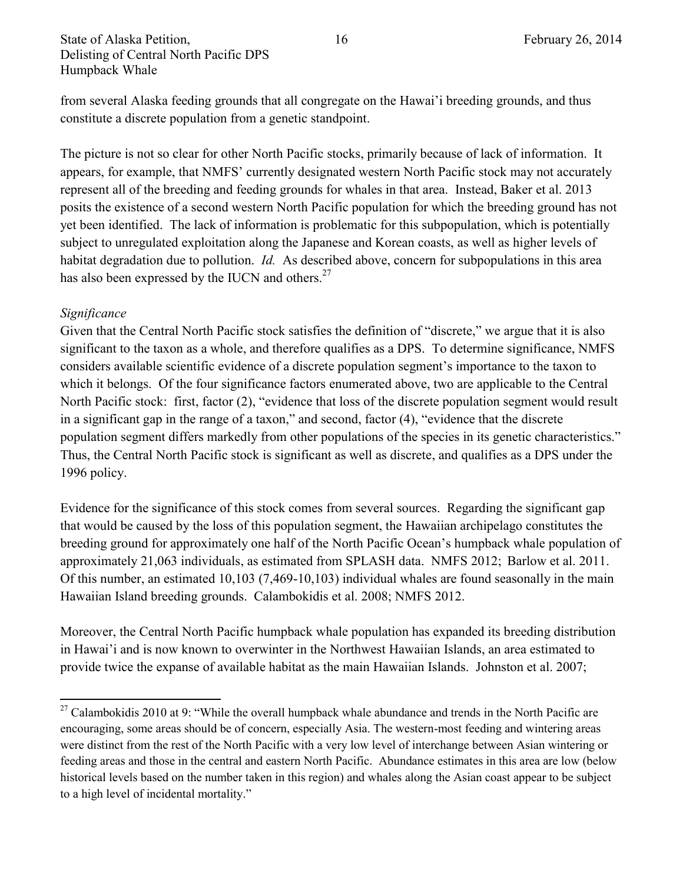from several Alaska feeding grounds that all congregate on the Hawai'i breeding grounds, and thus constitute a discrete population from a genetic standpoint.

The picture is not so clear for other North Pacific stocks, primarily because of lack of information. It appears, for example, that NMFS' currently designated western North Pacific stock may not accurately represent all of the breeding and feeding grounds for whales in that area. Instead, Baker et al. 2013 posits the existence of a second western North Pacific population for which the breeding ground has not yet been identified. The lack of information is problematic for this subpopulation, which is potentially subject to unregulated exploitation along the Japanese and Korean coasts, as well as higher levels of habitat degradation due to pollution. *Id.* As described above, concern for subpopulations in this area has also been expressed by the IUCN and others.[27]

*Significance*

Given that the Central North Pacific stock satisfies the definition of "discrete," we argue that it is also significant to the taxon as a whole, and therefore qualifies as a DPS. To determine significance, NMFS considers available scientific evidence of a discrete population segment's importance to the taxon to which it belongs. Of the four significance factors enumerated above, two are applicable to the Central North Pacific stock: first, factor (2), "evidence that loss of the discrete population segment would result in a significant gap in the range of a taxon," and second, factor (4), "evidence that the discrete population segment differs markedly from other populations of the species in its genetic characteristics." Thus, the Central North Pacific stock is significant as well as discrete, and qualifies as a DPS under the 1996 policy.

Evidence for the significance of this stock comes from several sources. Regarding the significant gap that would be caused by the loss of this population segment, the Hawaiian archipelago constitutes the breeding ground for approximately one half of the North Pacific Ocean's humpback whale population of approximately 21,063 individuals, as estimated from SPLASH data. NMFS 2012; Barlow et al. 2011. Of this number, an estimated 10,103 (7,469-10,103) individual whales are found seasonally in the main Hawaiian Island breeding grounds. Calambokidis et al. 2008; NMFS 2012.

Moreover, the Central North Pacific humpback whale population has expanded its breeding distribution in Hawai'i and is now known to overwinter in the Northwest Hawaiian Islands, an area estimated to provide twice the expanse of available habitat as the main Hawaiian Islands. Johnston et al. 2007;

[27] Calambokidis 2010 at 9: "While the overall humpback whale abundance and trends in the North Pacific are encouraging, some areas should be of concern, especially Asia. The western-most feeding and wintering areas were distinct from the rest of the North Pacific with a very low level of interchange between Asian wintering or feeding areas and those in the central and eastern North Pacific. Abundance estimates in this area are low (below historical levels based on the number taken in this region) and whales along the Asian coast appear to be subject to a high level of incidental mortality."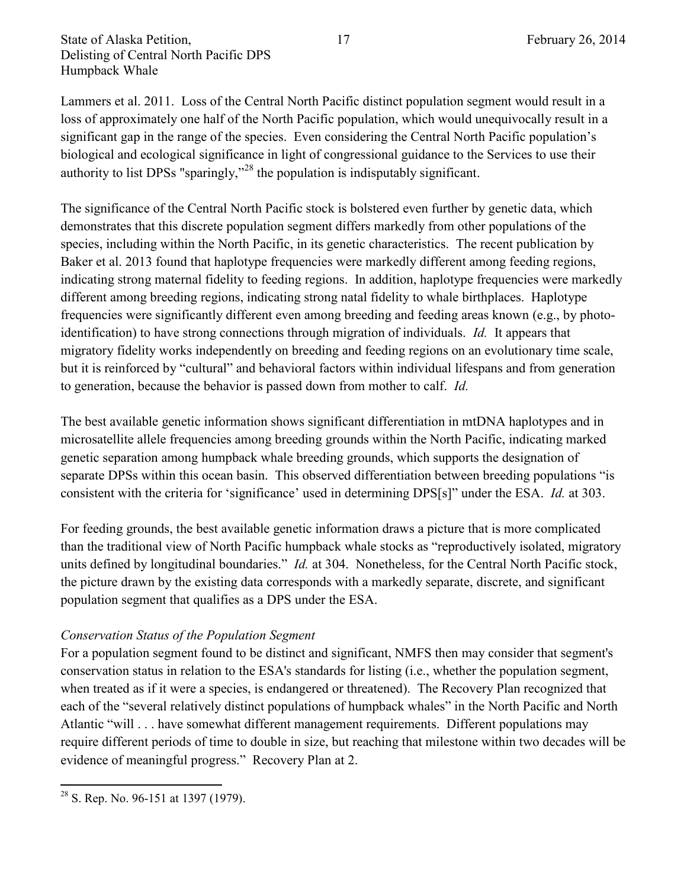Lammers et al. 2011. Loss of the Central North Pacific distinct population segment would result in a loss of approximately one half of the North Pacific population, which would unequivocally result in a significant gap in the range of the species. Even considering the Central North Pacific population's biological and ecological significance in light of congressional guidance to the Services to use their authority to list DPSs "sparingly,"[28] the population is indisputably significant.

The significance of the Central North Pacific stock is bolstered even further by genetic data, which demonstrates that this discrete population segment differs markedly from other populations of the species, including within the North Pacific, in its genetic characteristics. The recent publication by Baker et al. 2013 found that haplotype frequencies were markedly different among feeding regions, indicating strong maternal fidelity to feeding regions. In addition, haplotype frequencies were markedly different among breeding regions, indicating strong natal fidelity to whale birthplaces. Haplotype frequencies were significantly different even among breeding and feeding areas known (e.g., by photo-identification) to have strong connections through migration of individuals. *Id.* It appears that migratory fidelity works independently on breeding and feeding regions on an evolutionary time scale, but it is reinforced by "cultural" and behavioral factors within individual lifespans and from generation to generation, because the behavior is passed down from mother to calf. *Id.*

The best available genetic information shows significant differentiation in mtDNA haplotypes and in microsatellite allele frequencies among breeding grounds within the North Pacific, indicating marked genetic separation among humpback whale breeding grounds, which supports the designation of separate DPSs within this ocean basin. This observed differentiation between breeding populations "is consistent with the criteria for 'significance' used in determining DPS[s]" under the ESA. *Id.* at 303.

For feeding grounds, the best available genetic information draws a picture that is more complicated than the traditional view of North Pacific humpback whale stocks as "reproductively isolated, migratory units defined by longitudinal boundaries." *Id.* at 304. Nonetheless, for the Central North Pacific stock, the picture drawn by the existing data corresponds with a markedly separate, discrete, and significant population segment that qualifies as a DPS under the ESA.

*Conservation Status of the Population Segment*

For a population segment found to be distinct and significant, NMFS then may consider that segment's conservation status in relation to the ESA's standards for listing (i.e., whether the population segment, when treated as if it were a species, is endangered or threatened). The Recovery Plan recognized that each of the "several relatively distinct populations of humpback whales" in the North Pacific and North Atlantic "will . . . have somewhat different management requirements. Different populations may require different periods of time to double in size, but reaching that milestone within two decades will be evidence of meaningful progress." Recovery Plan at 2.

[28] S. Rep. No. 96-151 at 1397 (1979).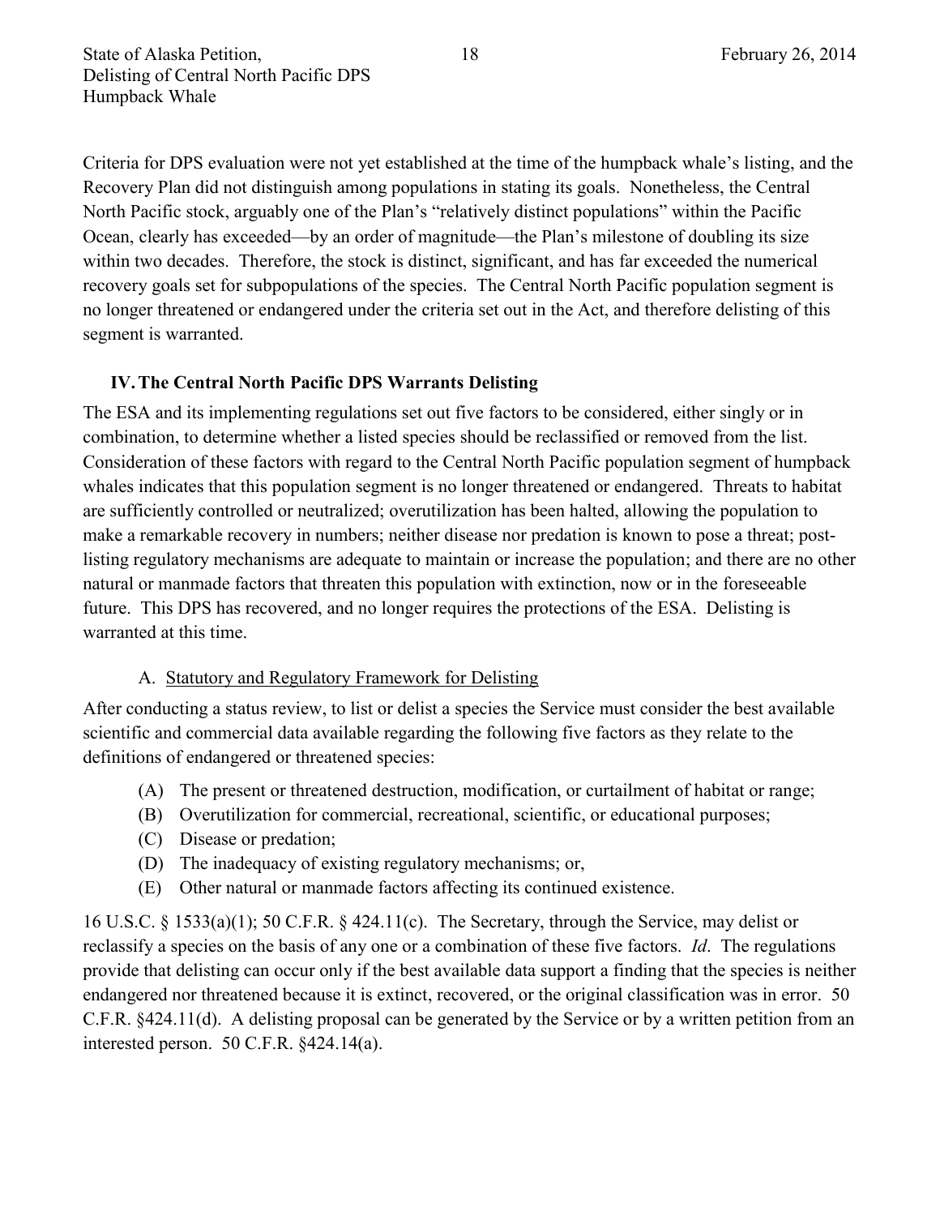Criteria for DPS evaluation were not yet established at the time of the humpback whale's listing, and the Recovery Plan did not distinguish among populations in stating its goals. Nonetheless, the Central North Pacific stock, arguably one of the Plan's "relatively distinct populations" within the Pacific Ocean, clearly has exceeded—by an order of magnitude—the Plan's milestone of doubling its size within two decades. Therefore, the stock is distinct, significant, and has far exceeded the numerical recovery goals set for subpopulations of the species. The Central North Pacific population segment is no longer threatened or endangered under the criteria set out in the Act, and therefore delisting of this segment is warranted.

## IV. The Central North Pacific DPS Warrants Delisting

The ESA and its implementing regulations set out five factors to be considered, either singly or in combination, to determine whether a listed species should be reclassified or removed from the list. Consideration of these factors with regard to the Central North Pacific population segment of humpback whales indicates that this population segment is no longer threatened or endangered. Threats to habitat are sufficiently controlled or neutralized; overutilization has been halted, allowing the population to make a remarkable recovery in numbers; neither disease nor predation is known to pose a threat; post-listing regulatory mechanisms are adequate to maintain or increase the population; and there are no other natural or manmade factors that threaten this population with extinction, now or in the foreseeable future. This DPS has recovered, and no longer requires the protections of the ESA. Delisting is warranted at this time.

### A. Statutory and Regulatory Framework for Delisting

After conducting a status review, to list or delist a species the Service must consider the best available scientific and commercial data available regarding the following five factors as they relate to the definitions of endangered or threatened species:

(A) The present or threatened destruction, modification, or curtailment of habitat or range;
(B) Overutilization for commercial, recreational, scientific, or educational purposes;
(C) Disease or predation;
(D) The inadequacy of existing regulatory mechanisms; or,
(E) Other natural or manmade factors affecting its continued existence.

16 U.S.C. § 1533(a)(1); 50 C.F.R. § 424.11(c). The Secretary, through the Service, may delist or reclassify a species on the basis of any one or a combination of these five factors. *Id*. The regulations provide that delisting can occur only if the best available data support a finding that the species is neither endangered nor threatened because it is extinct, recovered, or the original classification was in error. 50 C.F.R. §424.11(d). A delisting proposal can be generated by the Service or by a written petition from an interested person. 50 C.F.R. §424.14(a).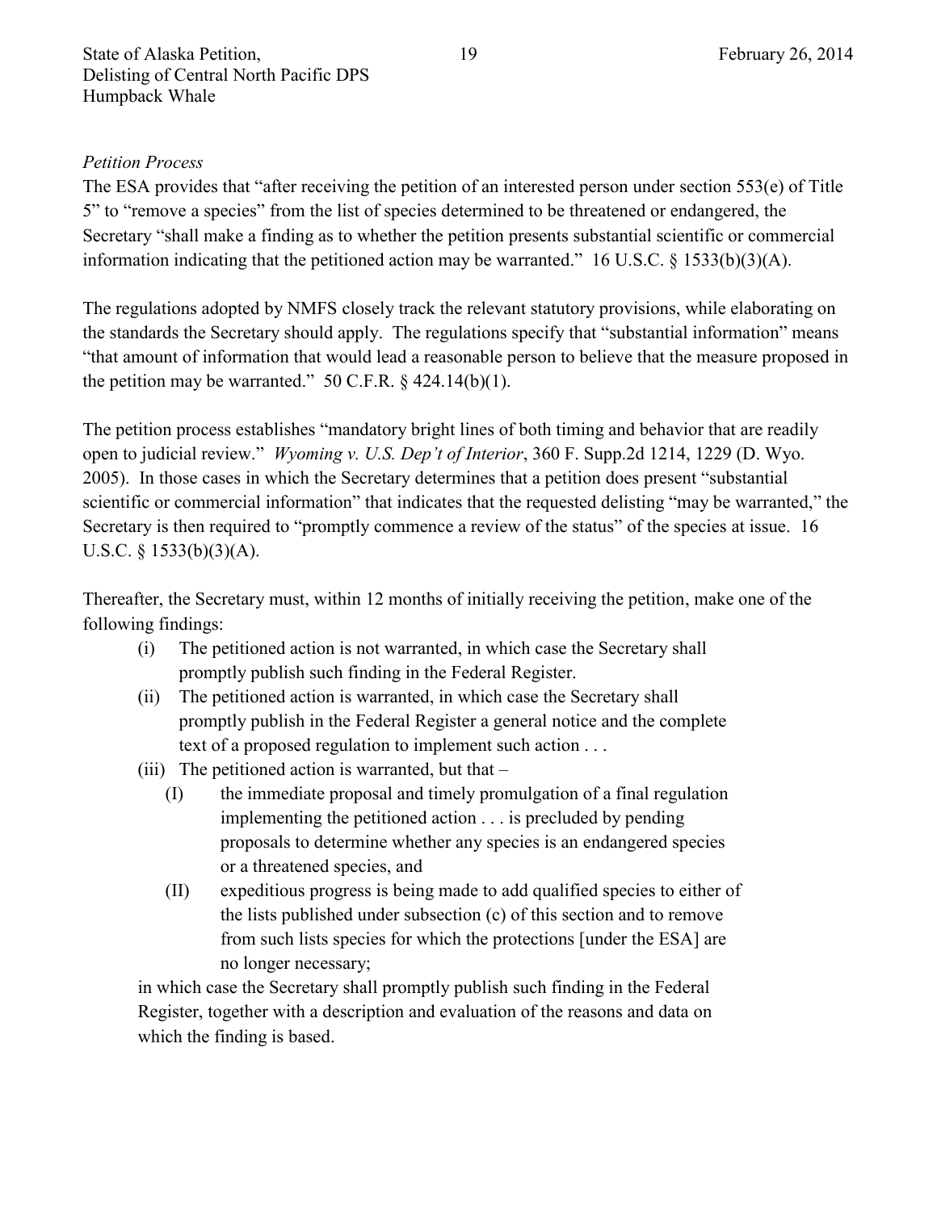*Petition Process*

The ESA provides that "after receiving the petition of an interested person under section 553(e) of Title 5" to "remove a species" from the list of species determined to be threatened or endangered, the Secretary "shall make a finding as to whether the petition presents substantial scientific or commercial information indicating that the petitioned action may be warranted." 16 U.S.C. § 1533(b)(3)(A).

The regulations adopted by NMFS closely track the relevant statutory provisions, while elaborating on the standards the Secretary should apply. The regulations specify that "substantial information" means "that amount of information that would lead a reasonable person to believe that the measure proposed in the petition may be warranted." 50 C.F.R. § 424.14(b)(1).

The petition process establishes "mandatory bright lines of both timing and behavior that are readily open to judicial review." *Wyoming v. U.S. Dep't of Interior*, 360 F. Supp.2d 1214, 1229 (D. Wyo. 2005). In those cases in which the Secretary determines that a petition does present "substantial scientific or commercial information" that indicates that the requested delisting "may be warranted," the Secretary is then required to "promptly commence a review of the status" of the species at issue. 16 U.S.C. § 1533(b)(3)(A).

Thereafter, the Secretary must, within 12 months of initially receiving the petition, make one of the following findings:

(i) The petitioned action is not warranted, in which case the Secretary shall promptly publish such finding in the Federal Register.

(ii) The petitioned action is warranted, in which case the Secretary shall promptly publish in the Federal Register a general notice and the complete text of a proposed regulation to implement such action . . .

(iii) The petitioned action is warranted, but that –

  (I) the immediate proposal and timely promulgation of a final regulation implementing the petitioned action . . . is precluded by pending proposals to determine whether any species is an endangered species or a threatened species, and

  (II) expeditious progress is being made to add qualified species to either of the lists published under subsection (c) of this section and to remove from such lists species for which the protections [under the ESA] are no longer necessary;

in which case the Secretary shall promptly publish such finding in the Federal Register, together with a description and evaluation of the reasons and data on which the finding is based.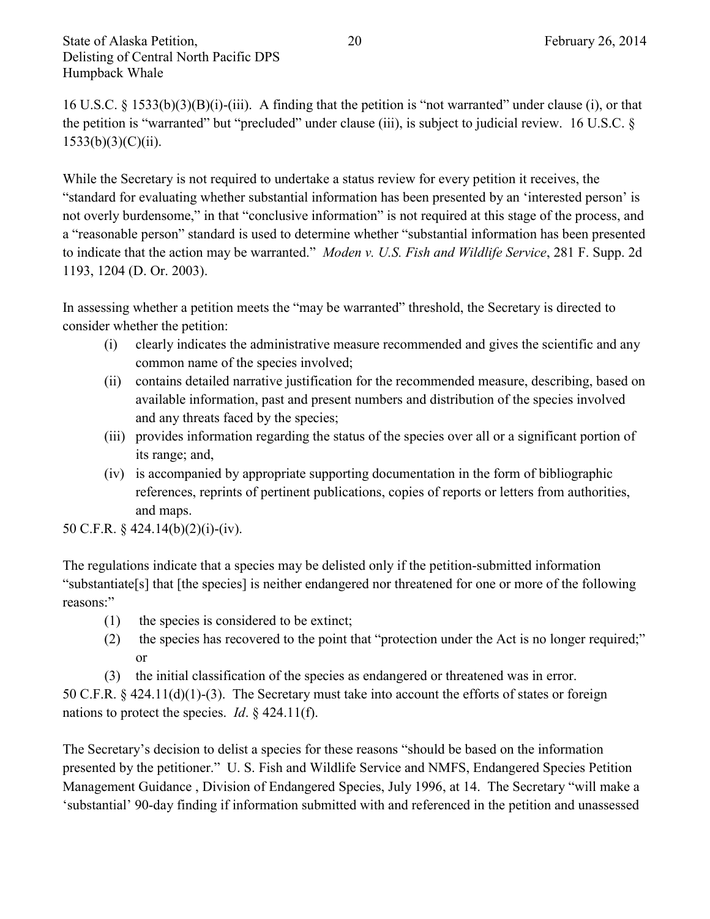16 U.S.C. § 1533(b)(3)(B)(i)-(iii). A finding that the petition is "not warranted" under clause (i), or that the petition is "warranted" but "precluded" under clause (iii), is subject to judicial review. 16 U.S.C. § 1533(b)(3)(C)(ii).

While the Secretary is not required to undertake a status review for every petition it receives, the "standard for evaluating whether substantial information has been presented by an 'interested person' is not overly burdensome," in that "conclusive information" is not required at this stage of the process, and a "reasonable person" standard is used to determine whether "substantial information has been presented to indicate that the action may be warranted." *Moden v. U.S. Fish and Wildlife Service*, 281 F. Supp. 2d 1193, 1204 (D. Or. 2003).

In assessing whether a petition meets the "may be warranted" threshold, the Secretary is directed to consider whether the petition:

(i) clearly indicates the administrative measure recommended and gives the scientific and any common name of the species involved;

(ii) contains detailed narrative justification for the recommended measure, describing, based on available information, past and present numbers and distribution of the species involved and any threats faced by the species;

(iii) provides information regarding the status of the species over all or a significant portion of its range; and,

(iv) is accompanied by appropriate supporting documentation in the form of bibliographic references, reprints of pertinent publications, copies of reports or letters from authorities, and maps.

50 C.F.R. § 424.14(b)(2)(i)-(iv).

The regulations indicate that a species may be delisted only if the petition-submitted information "substantiate[s] that [the species] is neither endangered nor threatened for one or more of the following reasons:"

(1) the species is considered to be extinct;

(2) the species has recovered to the point that "protection under the Act is no longer required;" or

(3) the initial classification of the species as endangered or threatened was in error.

50 C.F.R. § 424.11(d)(1)-(3). The Secretary must take into account the efforts of states or foreign nations to protect the species. *Id*. § 424.11(f).

The Secretary's decision to delist a species for these reasons "should be based on the information presented by the petitioner." U. S. Fish and Wildlife Service and NMFS, Endangered Species Petition Management Guidance , Division of Endangered Species, July 1996, at 14. The Secretary "will make a 'substantial' 90-day finding if information submitted with and referenced in the petition and unassessed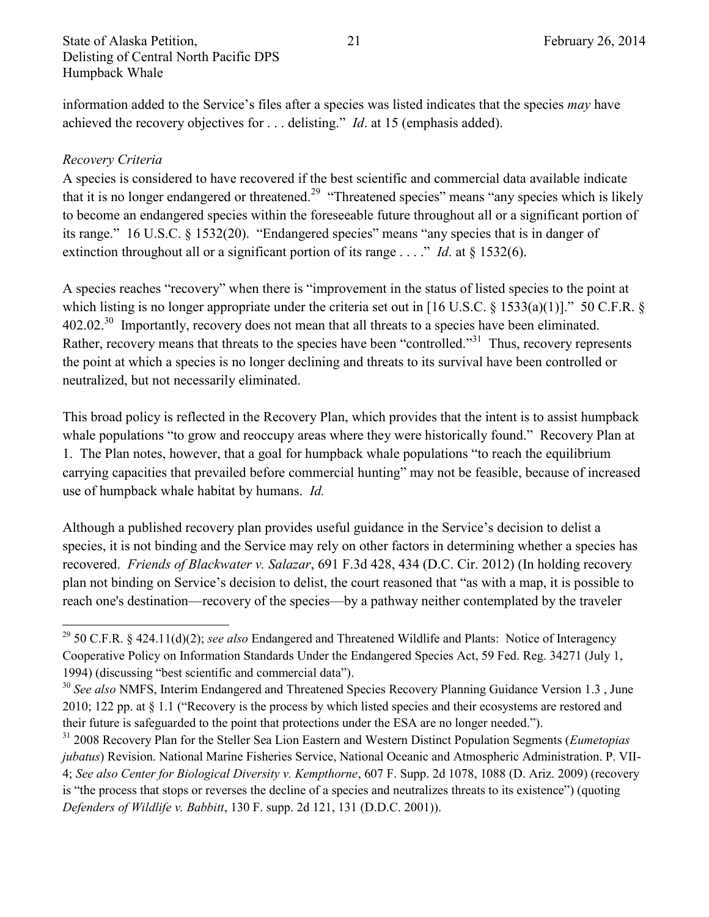information added to the Service's files after a species was listed indicates that the species *may* have achieved the recovery objectives for . . . delisting." *Id*. at 15 (emphasis added).

*Recovery Criteria*

A species is considered to have recovered if the best scientific and commercial data available indicate that it is no longer endangered or threatened.[29] "Threatened species" means "any species which is likely to become an endangered species within the foreseeable future throughout all or a significant portion of its range." 16 U.S.C. § 1532(20). "Endangered species" means "any species that is in danger of extinction throughout all or a significant portion of its range . . . ." *Id*. at § 1532(6).

A species reaches "recovery" when there is "improvement in the status of listed species to the point at which listing is no longer appropriate under the criteria set out in [16 U.S.C. § 1533(a)(1)]." 50 C.F.R. § 402.02.[30] Importantly, recovery does not mean that all threats to a species have been eliminated. Rather, recovery means that threats to the species have been "controlled."[31] Thus, recovery represents the point at which a species is no longer declining and threats to its survival have been controlled or neutralized, but not necessarily eliminated.

This broad policy is reflected in the Recovery Plan, which provides that the intent is to assist humpback whale populations "to grow and reoccupy areas where they were historically found." Recovery Plan at 1. The Plan notes, however, that a goal for humpback whale populations "to reach the equilibrium carrying capacities that prevailed before commercial hunting" may not be feasible, because of increased use of humpback whale habitat by humans. *Id.*

Although a published recovery plan provides useful guidance in the Service's decision to delist a species, it is not binding and the Service may rely on other factors in determining whether a species has recovered. *Friends of Blackwater v. Salazar*, 691 F.3d 428, 434 (D.C. Cir. 2012) (In holding recovery plan not binding on Service's decision to delist, the court reasoned that "as with a map, it is possible to reach one's destination—recovery of the species—by a pathway neither contemplated by the traveler

---

[29] 50 C.F.R. § 424.11(d)(2); *see also* Endangered and Threatened Wildlife and Plants: Notice of Interagency Cooperative Policy on Information Standards Under the Endangered Species Act, 59 Fed. Reg. 34271 (July 1, 1994) (discussing "best scientific and commercial data").

[30] *See also* NMFS, Interim Endangered and Threatened Species Recovery Planning Guidance Version 1.3 , June 2010; 122 pp. at § 1.1 ("Recovery is the process by which listed species and their ecosystems are restored and their future is safeguarded to the point that protections under the ESA are no longer needed.").

[31] 2008 Recovery Plan for the Steller Sea Lion Eastern and Western Distinct Population Segments (*Eumetopias jubatus*) Revision. National Marine Fisheries Service, National Oceanic and Atmospheric Administration. P. VII-4; *See also Center for Biological Diversity v. Kempthorne*, 607 F. Supp. 2d 1078, 1088 (D. Ariz. 2009) (recovery is "the process that stops or reverses the decline of a species and neutralizes threats to its existence") (quoting *Defenders of Wildlife v. Babbitt*, 130 F. supp. 2d 121, 131 (D.D.C. 2001)).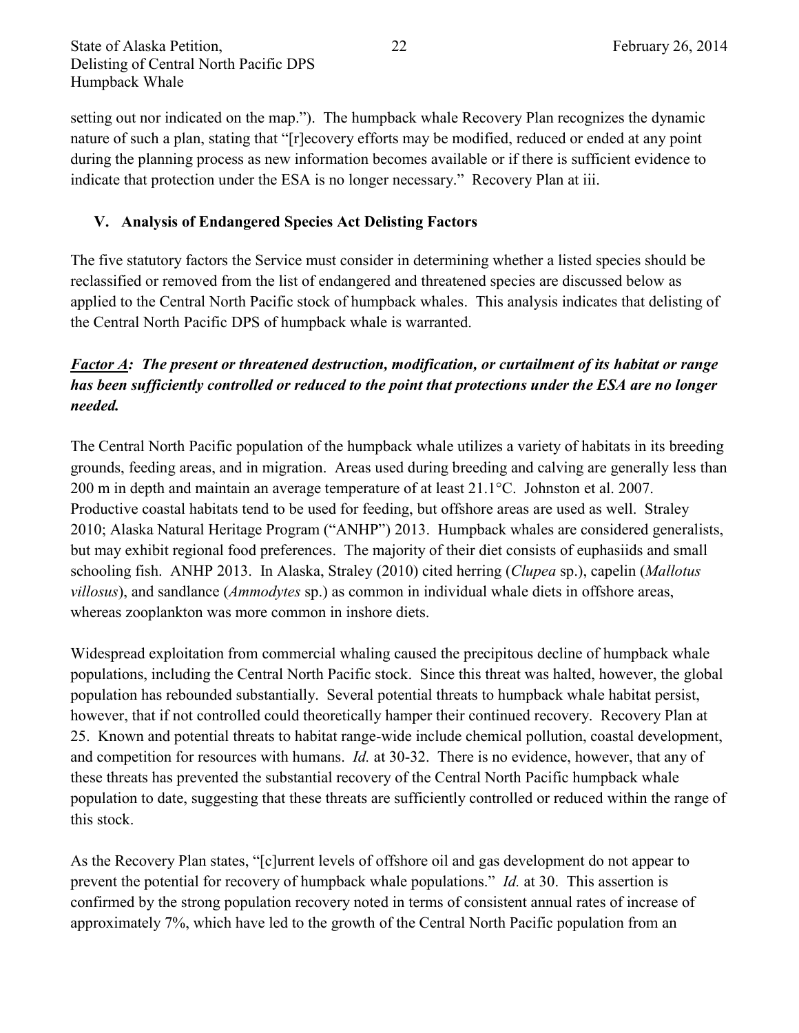setting out nor indicated on the map."). The humpback whale Recovery Plan recognizes the dynamic nature of such a plan, stating that "[r]ecovery efforts may be modified, reduced or ended at any point during the planning process as new information becomes available or if there is sufficient evidence to indicate that protection under the ESA is no longer necessary." Recovery Plan at iii.

## V. Analysis of Endangered Species Act Delisting Factors

The five statutory factors the Service must consider in determining whether a listed species should be reclassified or removed from the list of endangered and threatened species are discussed below as applied to the Central North Pacific stock of humpback whales. This analysis indicates that delisting of the Central North Pacific DPS of humpback whale is warranted.

***Factor A**: The present or threatened destruction, modification, or curtailment of its habitat or range has been sufficiently controlled or reduced to the point that protections under the ESA are no longer needed.*

The Central North Pacific population of the humpback whale utilizes a variety of habitats in its breeding grounds, feeding areas, and in migration. Areas used during breeding and calving are generally less than 200 m in depth and maintain an average temperature of at least 21.1°C. Johnston et al. 2007. Productive coastal habitats tend to be used for feeding, but offshore areas are used as well. Straley 2010; Alaska Natural Heritage Program ("ANHP") 2013. Humpback whales are considered generalists, but may exhibit regional food preferences. The majority of their diet consists of euphasiids and small schooling fish. ANHP 2013. In Alaska, Straley (2010) cited herring (*Clupea* sp.), capelin (*Mallotus villosus*), and sandlance (*Ammodytes* sp.) as common in individual whale diets in offshore areas, whereas zooplankton was more common in inshore diets.

Widespread exploitation from commercial whaling caused the precipitous decline of humpback whale populations, including the Central North Pacific stock. Since this threat was halted, however, the global population has rebounded substantially. Several potential threats to humpback whale habitat persist, however, that if not controlled could theoretically hamper their continued recovery. Recovery Plan at 25. Known and potential threats to habitat range-wide include chemical pollution, coastal development, and competition for resources with humans. *Id.* at 30-32. There is no evidence, however, that any of these threats has prevented the substantial recovery of the Central North Pacific humpback whale population to date, suggesting that these threats are sufficiently controlled or reduced within the range of this stock.

As the Recovery Plan states, "[c]urrent levels of offshore oil and gas development do not appear to prevent the potential for recovery of humpback whale populations." *Id.* at 30. This assertion is confirmed by the strong population recovery noted in terms of consistent annual rates of increase of approximately 7%, which have led to the growth of the Central North Pacific population from an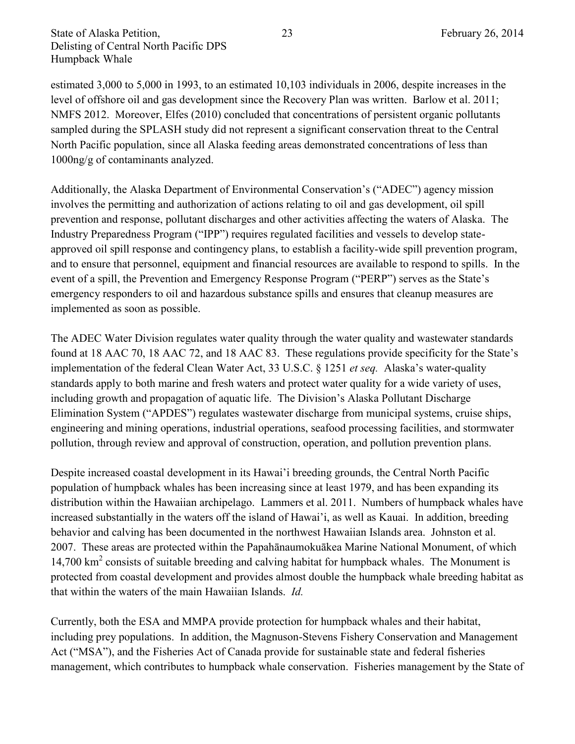estimated 3,000 to 5,000 in 1993, to an estimated 10,103 individuals in 2006, despite increases in the level of offshore oil and gas development since the Recovery Plan was written. Barlow et al. 2011; NMFS 2012. Moreover, Elfes (2010) concluded that concentrations of persistent organic pollutants sampled during the SPLASH study did not represent a significant conservation threat to the Central North Pacific population, since all Alaska feeding areas demonstrated concentrations of less than 1000ng/g of contaminants analyzed.

Additionally, the Alaska Department of Environmental Conservation's ("ADEC") agency mission involves the permitting and authorization of actions relating to oil and gas development, oil spill prevention and response, pollutant discharges and other activities affecting the waters of Alaska. The Industry Preparedness Program ("IPP") requires regulated facilities and vessels to develop state-approved oil spill response and contingency plans, to establish a facility-wide spill prevention program, and to ensure that personnel, equipment and financial resources are available to respond to spills. In the event of a spill, the Prevention and Emergency Response Program ("PERP") serves as the State's emergency responders to oil and hazardous substance spills and ensures that cleanup measures are implemented as soon as possible.

The ADEC Water Division regulates water quality through the water quality and wastewater standards found at 18 AAC 70, 18 AAC 72, and 18 AAC 83. These regulations provide specificity for the State's implementation of the federal Clean Water Act, 33 U.S.C. § 1251 *et seq.* Alaska's water-quality standards apply to both marine and fresh waters and protect water quality for a wide variety of uses, including growth and propagation of aquatic life. The Division's Alaska Pollutant Discharge Elimination System ("APDES") regulates wastewater discharge from municipal systems, cruise ships, engineering and mining operations, industrial operations, seafood processing facilities, and stormwater pollution, through review and approval of construction, operation, and pollution prevention plans.

Despite increased coastal development in its Hawai'i breeding grounds, the Central North Pacific population of humpback whales has been increasing since at least 1979, and has been expanding its distribution within the Hawaiian archipelago. Lammers et al. 2011. Numbers of humpback whales have increased substantially in the waters off the island of Hawai'i, as well as Kauai. In addition, breeding behavior and calving has been documented in the northwest Hawaiian Islands area. Johnston et al. 2007. These areas are protected within the Papahānaumokuākea Marine National Monument, of which 14,700 $km^2$ consists of suitable breeding and calving habitat for humpback whales. The Monument is protected from coastal development and provides almost double the humpback whale breeding habitat as that within the waters of the main Hawaiian Islands. *Id.*

Currently, both the ESA and MMPA provide protection for humpback whales and their habitat, including prey populations. In addition, the Magnuson-Stevens Fishery Conservation and Management Act ("MSA"), and the Fisheries Act of Canada provide for sustainable state and federal fisheries management, which contributes to humpback whale conservation. Fisheries management by the State of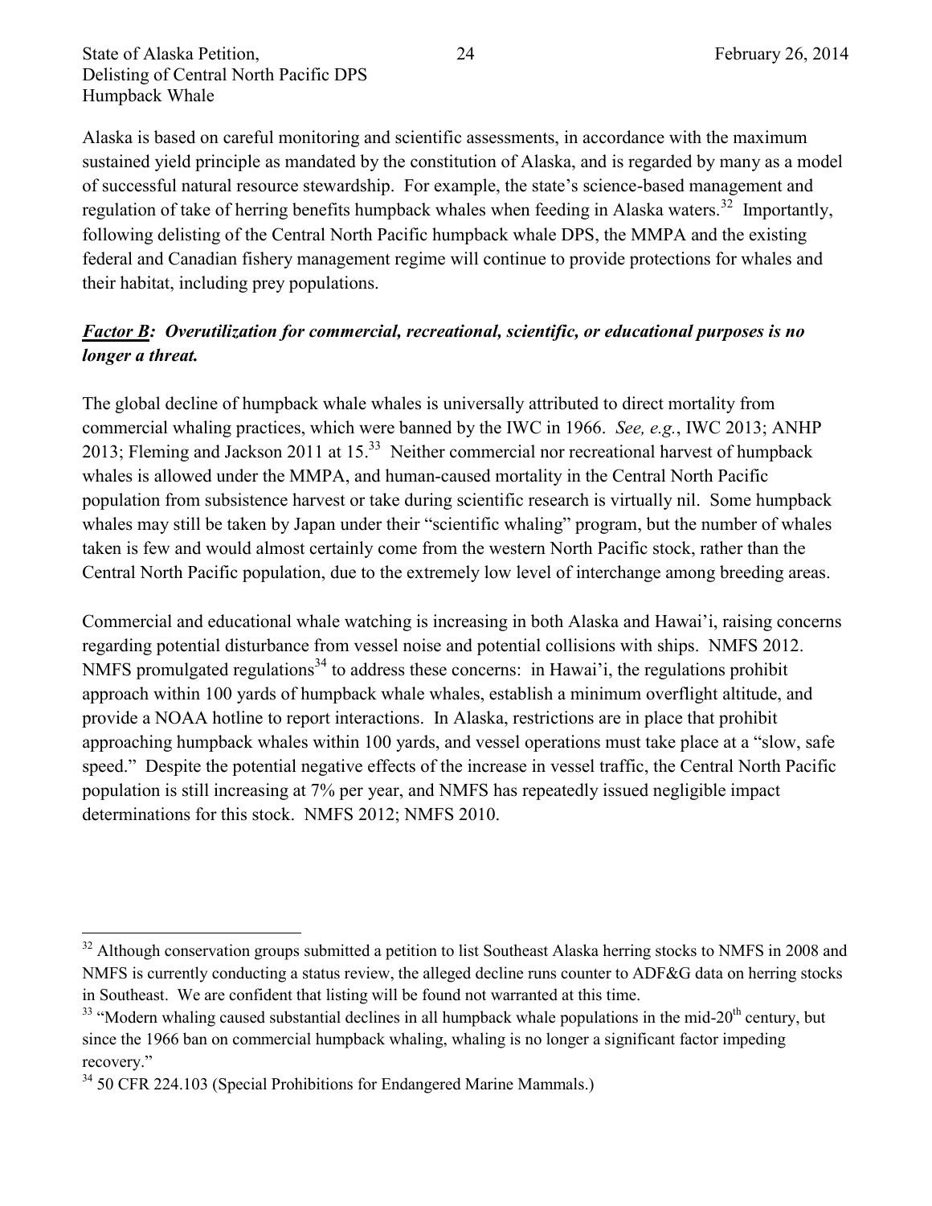Alaska is based on careful monitoring and scientific assessments, in accordance with the maximum sustained yield principle as mandated by the constitution of Alaska, and is regarded by many as a model of successful natural resource stewardship. For example, the state's science-based management and regulation of take of herring benefits humpback whales when feeding in Alaska waters.[32] Importantly, following delisting of the Central North Pacific humpback whale DPS, the MMPA and the existing federal and Canadian fishery management regime will continue to provide protections for whales and their habitat, including prey populations.

***Factor B*: Overutilization for commercial, recreational, scientific, or educational purposes is no longer a threat.**

The global decline of humpback whale whales is universally attributed to direct mortality from commercial whaling practices, which were banned by the IWC in 1966. *See, e.g.*, IWC 2013; ANHP 2013; Fleming and Jackson 2011 at 15.[33] Neither commercial nor recreational harvest of humpback whales is allowed under the MMPA, and human-caused mortality in the Central North Pacific population from subsistence harvest or take during scientific research is virtually nil. Some humpback whales may still be taken by Japan under their "scientific whaling" program, but the number of whales taken is few and would almost certainly come from the western North Pacific stock, rather than the Central North Pacific population, due to the extremely low level of interchange among breeding areas.

Commercial and educational whale watching is increasing in both Alaska and Hawai'i, raising concerns regarding potential disturbance from vessel noise and potential collisions with ships. NMFS 2012. NMFS promulgated regulations[34] to address these concerns: in Hawai'i, the regulations prohibit approach within 100 yards of humpback whale whales, establish a minimum overflight altitude, and provide a NOAA hotline to report interactions. In Alaska, restrictions are in place that prohibit approaching humpback whales within 100 yards, and vessel operations must take place at a "slow, safe speed." Despite the potential negative effects of the increase in vessel traffic, the Central North Pacific population is still increasing at 7% per year, and NMFS has repeatedly issued negligible impact determinations for this stock. NMFS 2012; NMFS 2010.

---

[32] Although conservation groups submitted a petition to list Southeast Alaska herring stocks to NMFS in 2008 and NMFS is currently conducting a status review, the alleged decline runs counter to ADF&G data on herring stocks in Southeast. We are confident that listing will be found not warranted at this time.

[33] "Modern whaling caused substantial declines in all humpback whale populations in the mid-20th century, but since the 1966 ban on commercial humpback whaling, whaling is no longer a significant factor impeding recovery."

[34] 50 CFR 224.103 (Special Prohibitions for Endangered Marine Mammals.)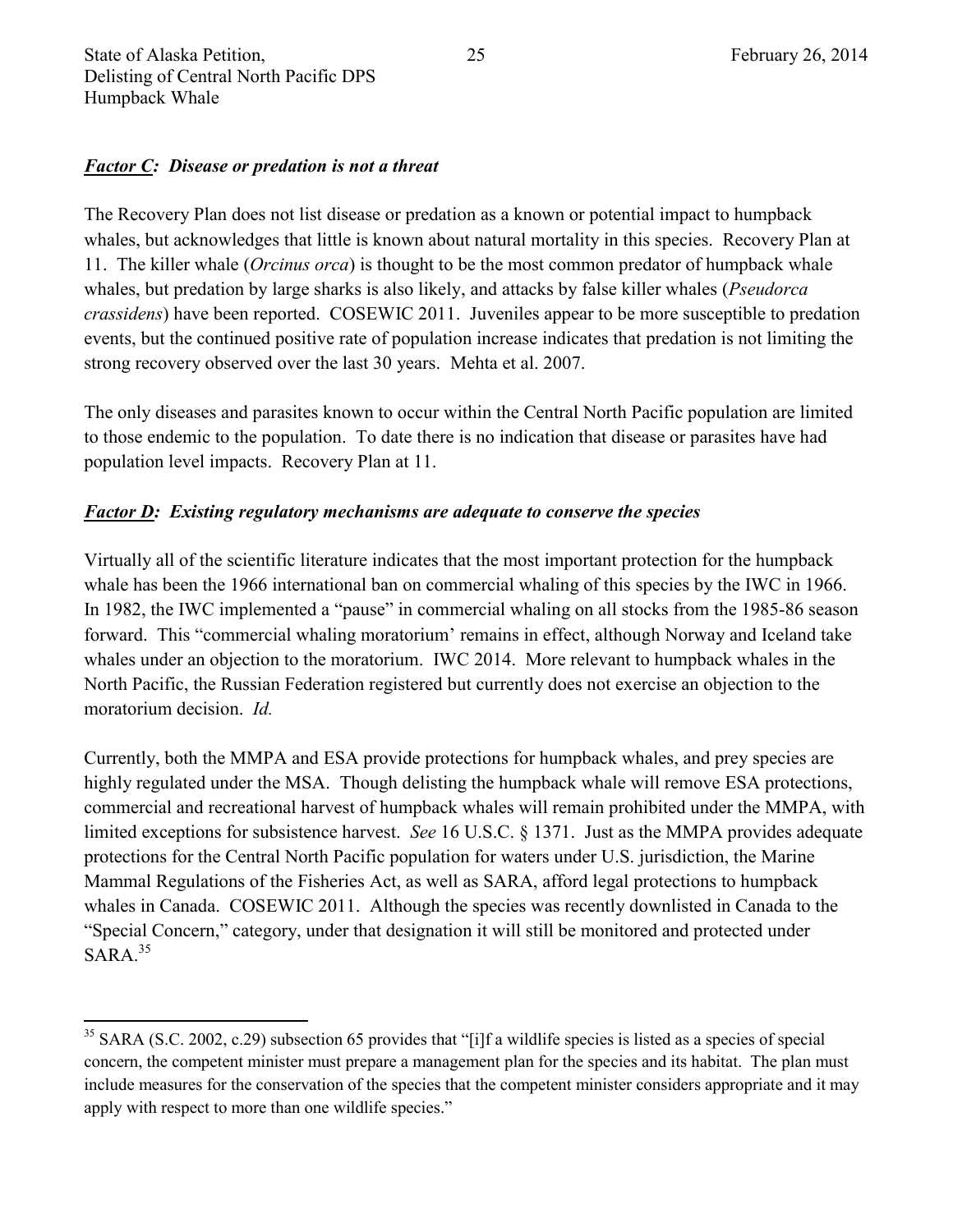***Factor C:*** ***Disease or predation is not a threat***

The Recovery Plan does not list disease or predation as a known or potential impact to humpback whales, but acknowledges that little is known about natural mortality in this species. Recovery Plan at 11. The killer whale (*Orcinus orca*) is thought to be the most common predator of humpback whale whales, but predation by large sharks is also likely, and attacks by false killer whales (*Pseudorca crassidens*) have been reported. COSEWIC 2011. Juveniles appear to be more susceptible to predation events, but the continued positive rate of population increase indicates that predation is not limiting the strong recovery observed over the last 30 years. Mehta et al. 2007.

The only diseases and parasites known to occur within the Central North Pacific population are limited to those endemic to the population. To date there is no indication that disease or parasites have had population level impacts. Recovery Plan at 11.

***Factor D:*** ***Existing regulatory mechanisms are adequate to conserve the species***

Virtually all of the scientific literature indicates that the most important protection for the humpback whale has been the 1966 international ban on commercial whaling of this species by the IWC in 1966. In 1982, the IWC implemented a "pause" in commercial whaling on all stocks from the 1985-86 season forward. This "commercial whaling moratorium' remains in effect, although Norway and Iceland take whales under an objection to the moratorium. IWC 2014. More relevant to humpback whales in the North Pacific, the Russian Federation registered but currently does not exercise an objection to the moratorium decision. *Id.*

Currently, both the MMPA and ESA provide protections for humpback whales, and prey species are highly regulated under the MSA. Though delisting the humpback whale will remove ESA protections, commercial and recreational harvest of humpback whales will remain prohibited under the MMPA, with limited exceptions for subsistence harvest. *See* 16 U.S.C. § 1371. Just as the MMPA provides adequate protections for the Central North Pacific population for waters under U.S. jurisdiction, the Marine Mammal Regulations of the Fisheries Act, as well as SARA, afford legal protections to humpback whales in Canada. COSEWIC 2011. Although the species was recently downlisted in Canada to the "Special Concern," category, under that designation it will still be monitored and protected under SARA.[35]

---

[35] SARA (S.C. 2002, c.29) subsection 65 provides that "[i]f a wildlife species is listed as a species of special concern, the competent minister must prepare a management plan for the species and its habitat. The plan must include measures for the conservation of the species that the competent minister considers appropriate and it may apply with respect to more than one wildlife species."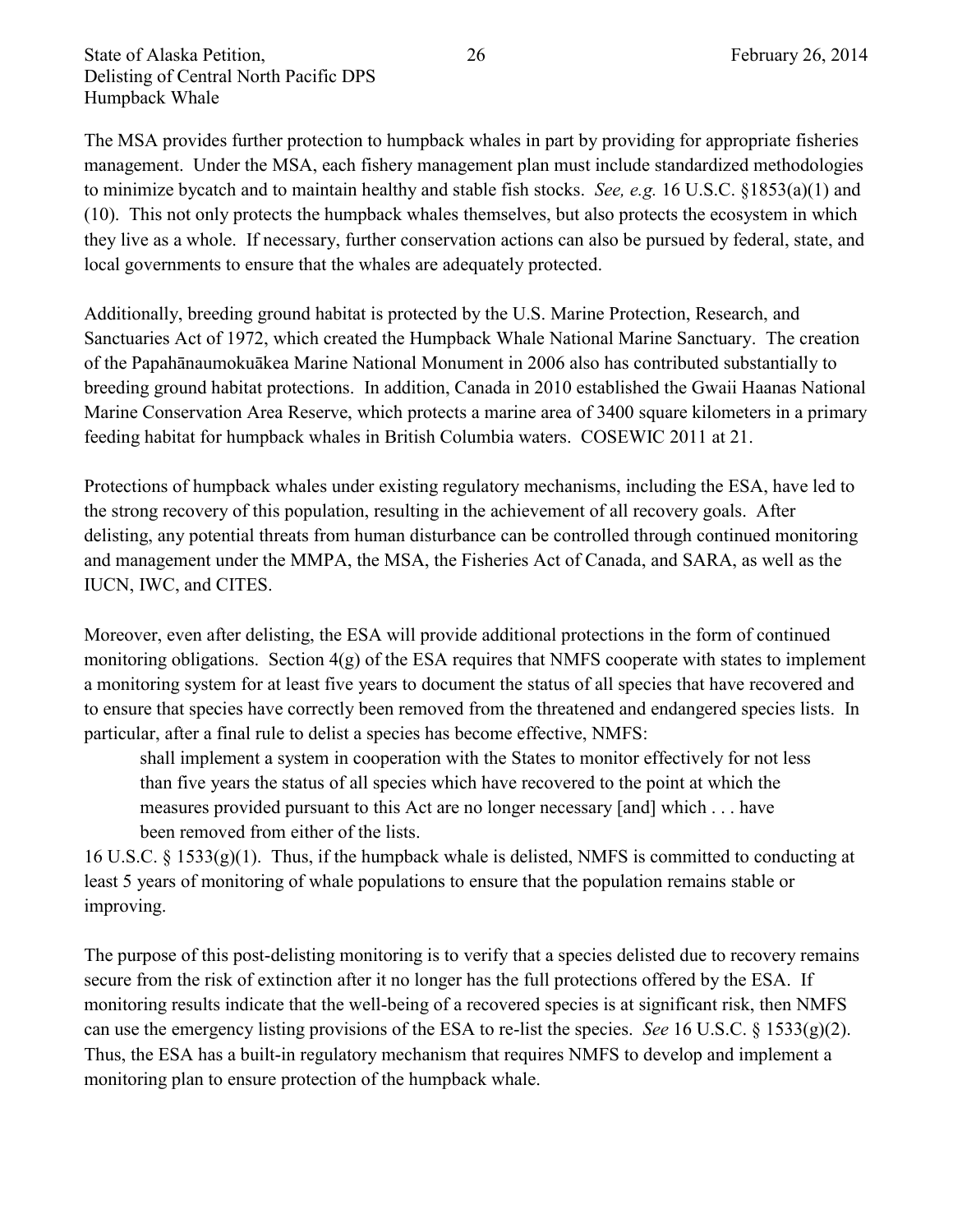The MSA provides further protection to humpback whales in part by providing for appropriate fisheries management. Under the MSA, each fishery management plan must include standardized methodologies to minimize bycatch and to maintain healthy and stable fish stocks. *See, e.g.* 16 U.S.C. §1853(a)(1) and (10). This not only protects the humpback whales themselves, but also protects the ecosystem in which they live as a whole. If necessary, further conservation actions can also be pursued by federal, state, and local governments to ensure that the whales are adequately protected.

Additionally, breeding ground habitat is protected by the U.S. Marine Protection, Research, and Sanctuaries Act of 1972, which created the Humpback Whale National Marine Sanctuary. The creation of the Papahānaumokuākea Marine National Monument in 2006 also has contributed substantially to breeding ground habitat protections. In addition, Canada in 2010 established the Gwaii Haanas National Marine Conservation Area Reserve, which protects a marine area of 3400 square kilometers in a primary feeding habitat for humpback whales in British Columbia waters. COSEWIC 2011 at 21.

Protections of humpback whales under existing regulatory mechanisms, including the ESA, have led to the strong recovery of this population, resulting in the achievement of all recovery goals. After delisting, any potential threats from human disturbance can be controlled through continued monitoring and management under the MMPA, the MSA, the Fisheries Act of Canada, and SARA, as well as the IUCN, IWC, and CITES.

Moreover, even after delisting, the ESA will provide additional protections in the form of continued monitoring obligations. Section 4(g) of the ESA requires that NMFS cooperate with states to implement a monitoring system for at least five years to document the status of all species that have recovered and to ensure that species have correctly been removed from the threatened and endangered species lists. In particular, after a final rule to delist a species has become effective, NMFS:

> shall implement a system in cooperation with the States to monitor effectively for not less than five years the status of all species which have recovered to the point at which the measures provided pursuant to this Act are no longer necessary [and] which . . . have been removed from either of the lists.

16 U.S.C. § 1533(g)(1). Thus, if the humpback whale is delisted, NMFS is committed to conducting at least 5 years of monitoring of whale populations to ensure that the population remains stable or improving.

The purpose of this post-delisting monitoring is to verify that a species delisted due to recovery remains secure from the risk of extinction after it no longer has the full protections offered by the ESA. If monitoring results indicate that the well-being of a recovered species is at significant risk, then NMFS can use the emergency listing provisions of the ESA to re-list the species. *See* 16 U.S.C. § 1533(g)(2). Thus, the ESA has a built-in regulatory mechanism that requires NMFS to develop and implement a monitoring plan to ensure protection of the humpback whale.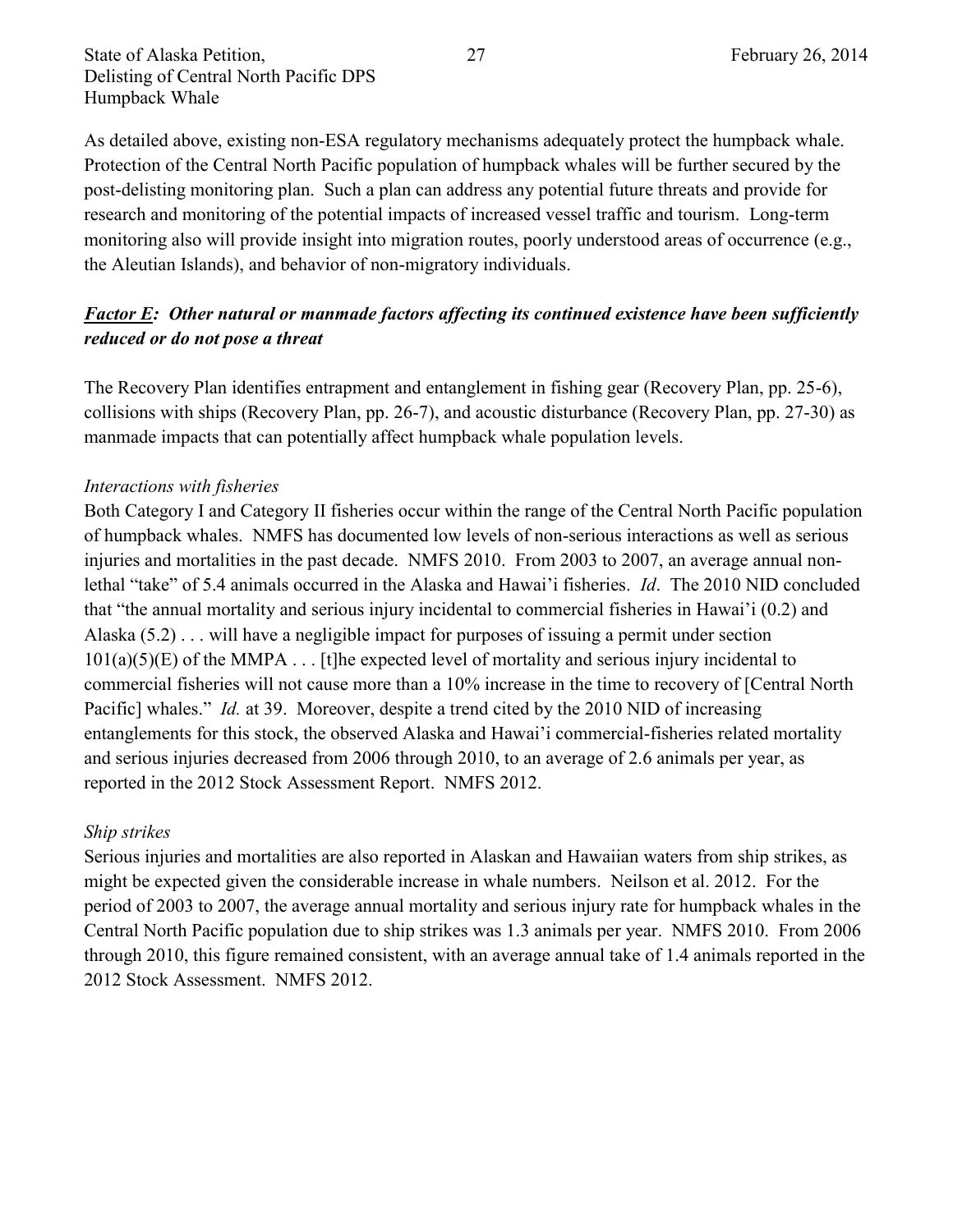As detailed above, existing non-ESA regulatory mechanisms adequately protect the humpback whale. Protection of the Central North Pacific population of humpback whales will be further secured by the post-delisting monitoring plan. Such a plan can address any potential future threats and provide for research and monitoring of the potential impacts of increased vessel traffic and tourism. Long-term monitoring also will provide insight into migration routes, poorly understood areas of occurrence (e.g., the Aleutian Islands), and behavior of non-migratory individuals.

### ***Factor E:** Other natural or manmade factors affecting its continued existence have been sufficiently reduced or do not pose a threat*

The Recovery Plan identifies entrapment and entanglement in fishing gear (Recovery Plan, pp. 25-6), collisions with ships (Recovery Plan, pp. 26-7), and acoustic disturbance (Recovery Plan, pp. 27-30) as manmade impacts that can potentially affect humpback whale population levels.

*Interactions with fisheries*

Both Category I and Category II fisheries occur within the range of the Central North Pacific population of humpback whales. NMFS has documented low levels of non-serious interactions as well as serious injuries and mortalities in the past decade. NMFS 2010. From 2003 to 2007, an average annual non-lethal "take" of 5.4 animals occurred in the Alaska and Hawai'i fisheries. *Id*. The 2010 NID concluded that "the annual mortality and serious injury incidental to commercial fisheries in Hawai'i (0.2) and Alaska (5.2) . . . will have a negligible impact for purposes of issuing a permit under section 101(a)(5)(E) of the MMPA . . . [t]he expected level of mortality and serious injury incidental to commercial fisheries will not cause more than a 10% increase in the time to recovery of [Central North Pacific] whales." *Id.* at 39. Moreover, despite a trend cited by the 2010 NID of increasing entanglements for this stock, the observed Alaska and Hawai'i commercial-fisheries related mortality and serious injuries decreased from 2006 through 2010, to an average of 2.6 animals per year, as reported in the 2012 Stock Assessment Report. NMFS 2012.

*Ship strikes*

Serious injuries and mortalities are also reported in Alaskan and Hawaiian waters from ship strikes, as might be expected given the considerable increase in whale numbers. Neilson et al. 2012. For the period of 2003 to 2007, the average annual mortality and serious injury rate for humpback whales in the Central North Pacific population due to ship strikes was 1.3 animals per year. NMFS 2010. From 2006 through 2010, this figure remained consistent, with an average annual take of 1.4 animals reported in the 2012 Stock Assessment. NMFS 2012.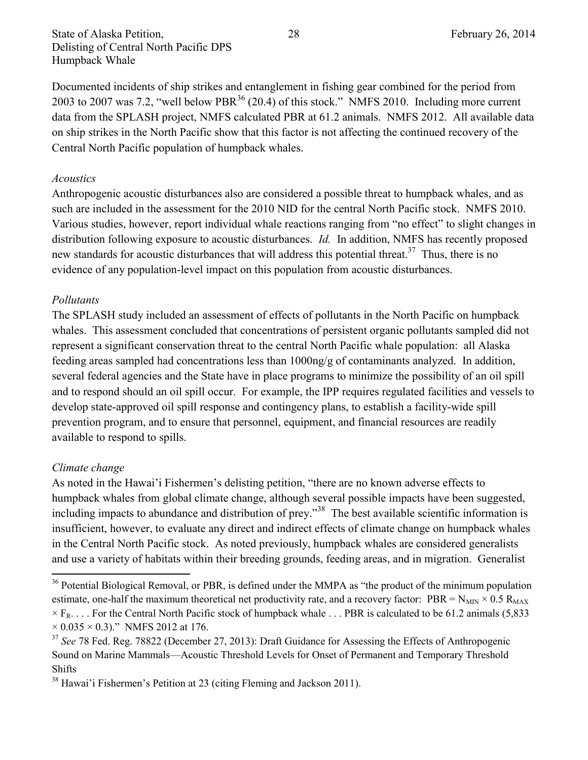Documented incidents of ship strikes and entanglement in fishing gear combined for the period from 2003 to 2007 was 7.2, "well below PBR[36] (20.4) of this stock." NMFS 2010. Including more current data from the SPLASH project, NMFS calculated PBR at 61.2 animals. NMFS 2012. All available data on ship strikes in the North Pacific show that this factor is not affecting the continued recovery of the Central North Pacific population of humpback whales.

*Acoustics*

Anthropogenic acoustic disturbances also are considered a possible threat to humpback whales, and as such are included in the assessment for the 2010 NID for the central North Pacific stock. NMFS 2010. Various studies, however, report individual whale reactions ranging from "no effect" to slight changes in distribution following exposure to acoustic disturbances. *Id.* In addition, NMFS has recently proposed new standards for acoustic disturbances that will address this potential threat.[37] Thus, there is no evidence of any population-level impact on this population from acoustic disturbances.

*Pollutants*

The SPLASH study included an assessment of effects of pollutants in the North Pacific on humpback whales. This assessment concluded that concentrations of persistent organic pollutants sampled did not represent a significant conservation threat to the central North Pacific whale population: all Alaska feeding areas sampled had concentrations less than 1000ng/g of contaminants analyzed. In addition, several federal agencies and the State have in place programs to minimize the possibility of an oil spill and to respond should an oil spill occur. For example, the IPP requires regulated facilities and vessels to develop state-approved oil spill response and contingency plans, to establish a facility-wide spill prevention program, and to ensure that personnel, equipment, and financial resources are readily available to respond to spills.

*Climate change*

As noted in the Hawai'i Fishermen's delisting petition, "there are no known adverse effects to humpback whales from global climate change, although several possible impacts have been suggested, including impacts to abundance and distribution of prey."[38] The best available scientific information is insufficient, however, to evaluate any direct and indirect effects of climate change on humpback whales in the Central North Pacific stock. As noted previously, humpback whales are considered generalists and use a variety of habitats within their breeding grounds, feeding areas, and in migration. Generalist

---

[36] Potential Biological Removal, or PBR, is defined under the MMPA as "the product of the minimum population estimate, one-half the maximum theoretical net productivity rate, and a recovery factor: $PBR = N_{MIN} \times 0.5\ R_{MAX} \times F_R$. . . . For the Central North Pacific stock of humpback whale . . . PBR is calculated to be 61.2 animals ($5{,}833 \times 0.035 \times 0.3$)." NMFS 2012 at 176.

[37] *See* 78 Fed. Reg. 78822 (December 27, 2013): Draft Guidance for Assessing the Effects of Anthropogenic Sound on Marine Mammals—Acoustic Threshold Levels for Onset of Permanent and Temporary Threshold Shifts

[38] Hawai'i Fishermen's Petition at 23 (citing Fleming and Jackson 2011).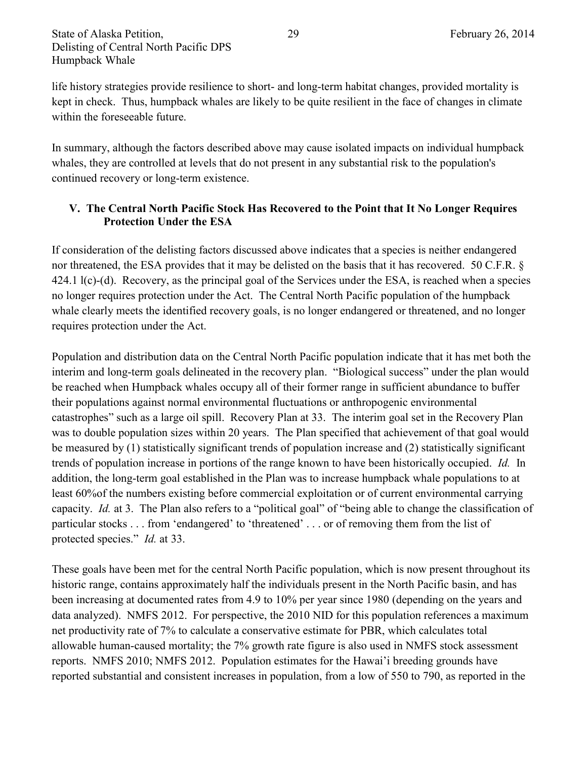life history strategies provide resilience to short- and long-term habitat changes, provided mortality is kept in check. Thus, humpback whales are likely to be quite resilient in the face of changes in climate within the foreseeable future.

In summary, although the factors described above may cause isolated impacts on individual humpback whales, they are controlled at levels that do not present in any substantial risk to the population's continued recovery or long-term existence.

## V. The Central North Pacific Stock Has Recovered to the Point that It No Longer Requires Protection Under the ESA

If consideration of the delisting factors discussed above indicates that a species is neither endangered nor threatened, the ESA provides that it may be delisted on the basis that it has recovered. 50 C.F.R. § 424.1 l(c)-(d). Recovery, as the principal goal of the Services under the ESA, is reached when a species no longer requires protection under the Act. The Central North Pacific population of the humpback whale clearly meets the identified recovery goals, is no longer endangered or threatened, and no longer requires protection under the Act.

Population and distribution data on the Central North Pacific population indicate that it has met both the interim and long-term goals delineated in the recovery plan. "Biological success" under the plan would be reached when Humpback whales occupy all of their former range in sufficient abundance to buffer their populations against normal environmental fluctuations or anthropogenic environmental catastrophes" such as a large oil spill. Recovery Plan at 33. The interim goal set in the Recovery Plan was to double population sizes within 20 years. The Plan specified that achievement of that goal would be measured by (1) statistically significant trends of population increase and (2) statistically significant trends of population increase in portions of the range known to have been historically occupied. *Id.* In addition, the long-term goal established in the Plan was to increase humpback whale populations to at least 60%of the numbers existing before commercial exploitation or of current environmental carrying capacity. *Id.* at 3. The Plan also refers to a "political goal" of "being able to change the classification of particular stocks . . . from 'endangered' to 'threatened' . . . or of removing them from the list of protected species." *Id.* at 33.

These goals have been met for the central North Pacific population, which is now present throughout its historic range, contains approximately half the individuals present in the North Pacific basin, and has been increasing at documented rates from 4.9 to 10% per year since 1980 (depending on the years and data analyzed). NMFS 2012. For perspective, the 2010 NID for this population references a maximum net productivity rate of 7% to calculate a conservative estimate for PBR, which calculates total allowable human-caused mortality; the 7% growth rate figure is also used in NMFS stock assessment reports. NMFS 2010; NMFS 2012. Population estimates for the Hawai'i breeding grounds have reported substantial and consistent increases in population, from a low of 550 to 790, as reported in the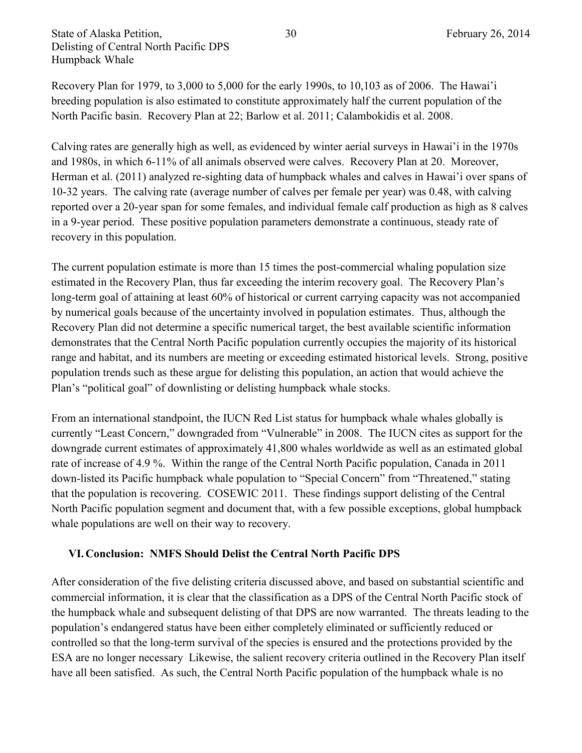Recovery Plan for 1979, to 3,000 to 5,000 for the early 1990s, to 10,103 as of 2006. The Hawai'i breeding population is also estimated to constitute approximately half the current population of the North Pacific basin. Recovery Plan at 22; Barlow et al. 2011; Calambokidis et al. 2008.

Calving rates are generally high as well, as evidenced by winter aerial surveys in Hawai'i in the 1970s and 1980s, in which 6-11% of all animals observed were calves. Recovery Plan at 20. Moreover, Herman et al. (2011) analyzed re-sighting data of humpback whales and calves in Hawai'i over spans of 10-32 years. The calving rate (average number of calves per female per year) was 0.48, with calving reported over a 20-year span for some females, and individual female calf production as high as 8 calves in a 9-year period. These positive population parameters demonstrate a continuous, steady rate of recovery in this population.

The current population estimate is more than 15 times the post-commercial whaling population size estimated in the Recovery Plan, thus far exceeding the interim recovery goal. The Recovery Plan's long-term goal of attaining at least 60% of historical or current carrying capacity was not accompanied by numerical goals because of the uncertainty involved in population estimates. Thus, although the Recovery Plan did not determine a specific numerical target, the best available scientific information demonstrates that the Central North Pacific population currently occupies the majority of its historical range and habitat, and its numbers are meeting or exceeding estimated historical levels. Strong, positive population trends such as these argue for delisting this population, an action that would achieve the Plan's "political goal" of downlisting or delisting humpback whale stocks.

From an international standpoint, the IUCN Red List status for humpback whale whales globally is currently "Least Concern," downgraded from "Vulnerable" in 2008. The IUCN cites as support for the downgrade current estimates of approximately 41,800 whales worldwide as well as an estimated global rate of increase of 4.9 %. Within the range of the Central North Pacific population, Canada in 2011 down-listed its Pacific humpback whale population to "Special Concern" from "Threatened," stating that the population is recovering. COSEWIC 2011. These findings support delisting of the Central North Pacific population segment and document that, with a few possible exceptions, global humpback whale populations are well on their way to recovery.

## VI. Conclusion: NMFS Should Delist the Central North Pacific DPS

After consideration of the five delisting criteria discussed above, and based on substantial scientific and commercial information, it is clear that the classification as a DPS of the Central North Pacific stock of the humpback whale and subsequent delisting of that DPS are now warranted. The threats leading to the population's endangered status have been either completely eliminated or sufficiently reduced or controlled so that the long-term survival of the species is ensured and the protections provided by the ESA are no longer necessary Likewise, the salient recovery criteria outlined in the Recovery Plan itself have all been satisfied. As such, the Central North Pacific population of the humpback whale is no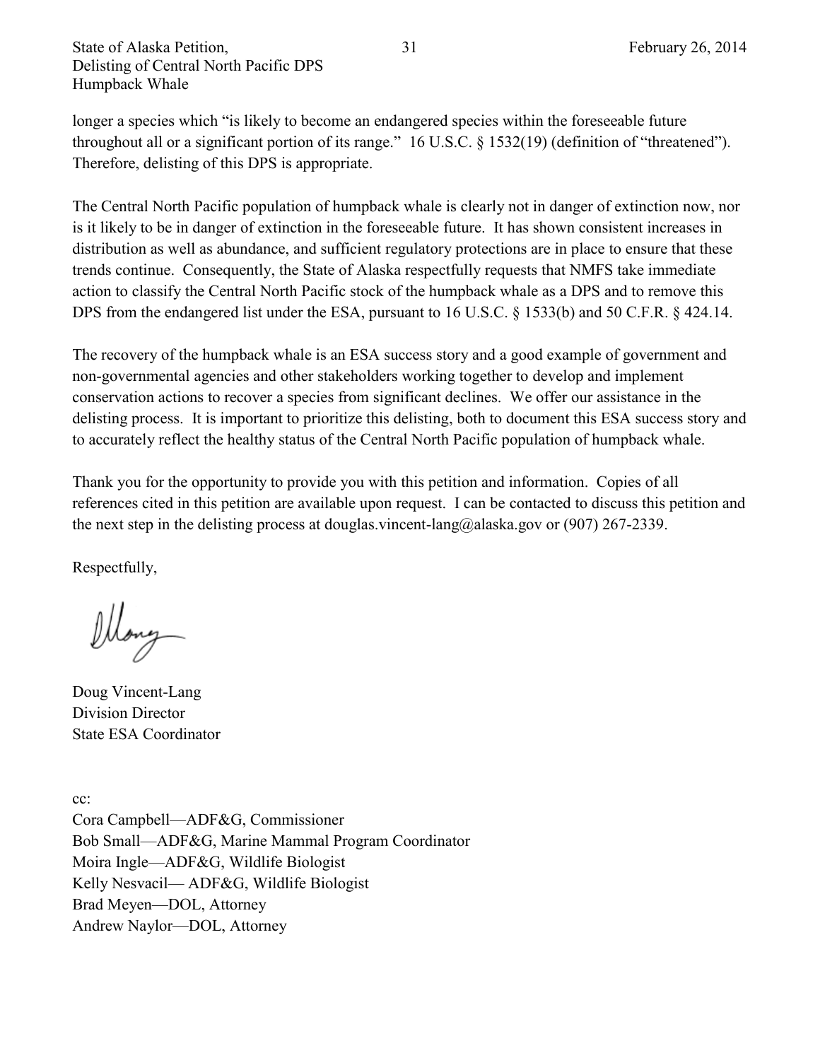longer a species which "is likely to become an endangered species within the foreseeable future throughout all or a significant portion of its range." 16 U.S.C. § 1532(19) (definition of "threatened"). Therefore, delisting of this DPS is appropriate.

The Central North Pacific population of humpback whale is clearly not in danger of extinction now, nor is it likely to be in danger of extinction in the foreseeable future. It has shown consistent increases in distribution as well as abundance, and sufficient regulatory protections are in place to ensure that these trends continue. Consequently, the State of Alaska respectfully requests that NMFS take immediate action to classify the Central North Pacific stock of the humpback whale as a DPS and to remove this DPS from the endangered list under the ESA, pursuant to 16 U.S.C. § 1533(b) and 50 C.F.R. § 424.14.

The recovery of the humpback whale is an ESA success story and a good example of government and non-governmental agencies and other stakeholders working together to develop and implement conservation actions to recover a species from significant declines. We offer our assistance in the delisting process. It is important to prioritize this delisting, both to document this ESA success story and to accurately reflect the healthy status of the Central North Pacific population of humpback whale.

Thank you for the opportunity to provide you with this petition and information. Copies of all references cited in this petition are available upon request. I can be contacted to discuss this petition and the next step in the delisting process at douglas.vincent-lang@alaska.gov or (907) 267-2339.

Respectfully,

Doug Vincent-Lang
Division Director
State ESA Coordinator

cc:
Cora Campbell—ADF&G, Commissioner
Bob Small—ADF&G, Marine Mammal Program Coordinator
Moira Ingle—ADF&G, Wildlife Biologist
Kelly Nesvacil— ADF&G, Wildlife Biologist
Brad Meyen—DOL, Attorney
Andrew Naylor—DOL, Attorney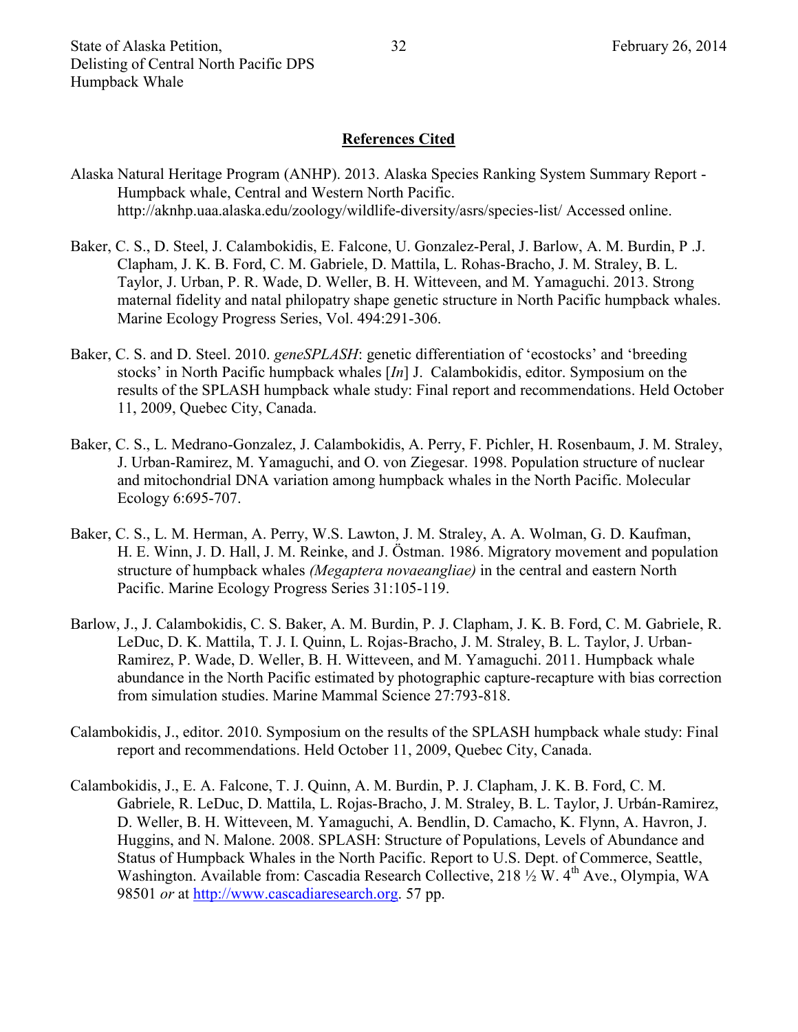## References Cited

Alaska Natural Heritage Program (ANHP). 2013. Alaska Species Ranking System Summary Report - Humpback whale, Central and Western North Pacific. http://aknhp.uaa.alaska.edu/zoology/wildlife-diversity/asrs/species-list/ Accessed online.

Baker, C. S., D. Steel, J. Calambokidis, E. Falcone, U. Gonzalez-Peral, J. Barlow, A. M. Burdin, P .J. Clapham, J. K. B. Ford, C. M. Gabriele, D. Mattila, L. Rohas-Bracho, J. M. Straley, B. L. Taylor, J. Urban, P. R. Wade, D. Weller, B. H. Witteveen, and M. Yamaguchi. 2013. Strong maternal fidelity and natal philopatry shape genetic structure in North Pacific humpback whales. Marine Ecology Progress Series, Vol. 494:291-306.

Baker, C. S. and D. Steel. 2010. *geneSPLASH*: genetic differentiation of 'ecostocks' and 'breeding stocks' in North Pacific humpback whales [*In*] J. Calambokidis, editor. Symposium on the results of the SPLASH humpback whale study: Final report and recommendations. Held October 11, 2009, Quebec City, Canada.

Baker, C. S., L. Medrano-Gonzalez, J. Calambokidis, A. Perry, F. Pichler, H. Rosenbaum, J. M. Straley, J. Urban-Ramirez, M. Yamaguchi, and O. von Ziegesar. 1998. Population structure of nuclear and mitochondrial DNA variation among humpback whales in the North Pacific. Molecular Ecology 6:695-707.

Baker, C. S., L. M. Herman, A. Perry, W.S. Lawton, J. M. Straley, A. A. Wolman, G. D. Kaufman, H. E. Winn, J. D. Hall, J. M. Reinke, and J. Östman. 1986. Migratory movement and population structure of humpback whales *(Megaptera novaeangliae)* in the central and eastern North Pacific. Marine Ecology Progress Series 31:105-119.

Barlow, J., J. Calambokidis, C. S. Baker, A. M. Burdin, P. J. Clapham, J. K. B. Ford, C. M. Gabriele, R. LeDuc, D. K. Mattila, T. J. I. Quinn, L. Rojas-Bracho, J. M. Straley, B. L. Taylor, J. Urban-Ramirez, P. Wade, D. Weller, B. H. Witteveen, and M. Yamaguchi. 2011. Humpback whale abundance in the North Pacific estimated by photographic capture-recapture with bias correction from simulation studies. Marine Mammal Science 27:793-818.

Calambokidis, J., editor. 2010. Symposium on the results of the SPLASH humpback whale study: Final report and recommendations. Held October 11, 2009, Quebec City, Canada.

Calambokidis, J., E. A. Falcone, T. J. Quinn, A. M. Burdin, P. J. Clapham, J. K. B. Ford, C. M. Gabriele, R. LeDuc, D. Mattila, L. Rojas-Bracho, J. M. Straley, B. L. Taylor, J. Urbán-Ramirez, D. Weller, B. H. Witteveen, M. Yamaguchi, A. Bendlin, D. Camacho, K. Flynn, A. Havron, J. Huggins, and N. Malone. 2008. SPLASH: Structure of Populations, Levels of Abundance and Status of Humpback Whales in the North Pacific. Report to U.S. Dept. of Commerce, Seattle, Washington. Available from: Cascadia Research Collective, 218 ½ W. 4th Ave., Olympia, WA 98501 *or* at http://www.cascadiaresearch.org. 57 pp.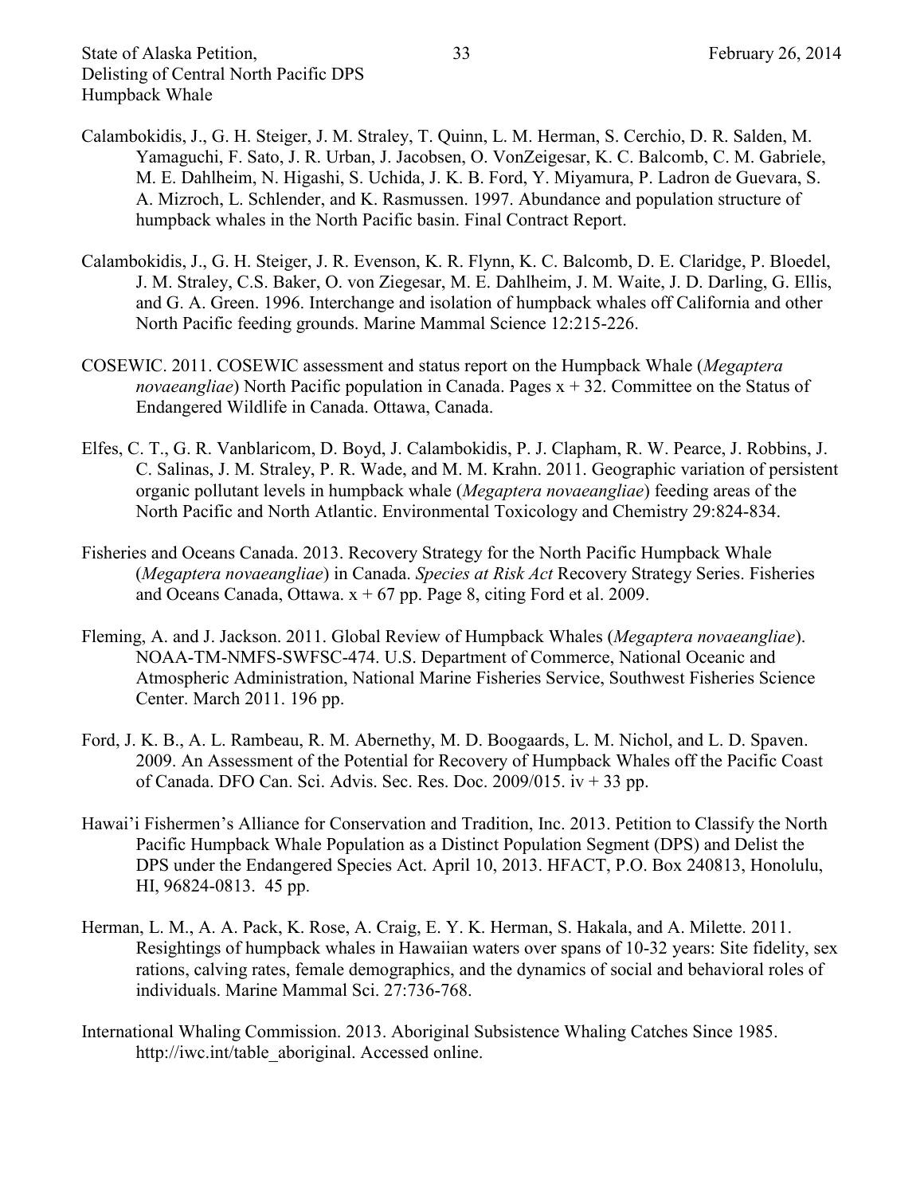Calambokidis, J., G. H. Steiger, J. M. Straley, T. Quinn, L. M. Herman, S. Cerchio, D. R. Salden, M. Yamaguchi, F. Sato, J. R. Urban, J. Jacobsen, O. VonZeigesar, K. C. Balcomb, C. M. Gabriele, M. E. Dahlheim, N. Higashi, S. Uchida, J. K. B. Ford, Y. Miyamura, P. Ladron de Guevara, S. A. Mizroch, L. Schlender, and K. Rasmussen. 1997. Abundance and population structure of humpback whales in the North Pacific basin. Final Contract Report.

Calambokidis, J., G. H. Steiger, J. R. Evenson, K. R. Flynn, K. C. Balcomb, D. E. Claridge, P. Bloedel, J. M. Straley, C.S. Baker, O. von Ziegesar, M. E. Dahlheim, J. M. Waite, J. D. Darling, G. Ellis, and G. A. Green. 1996. Interchange and isolation of humpback whales off California and other North Pacific feeding grounds. Marine Mammal Science 12:215-226.

COSEWIC. 2011. COSEWIC assessment and status report on the Humpback Whale (*Megaptera novaeangliae*) North Pacific population in Canada. Pages x + 32. Committee on the Status of Endangered Wildlife in Canada. Ottawa, Canada.

Elfes, C. T., G. R. Vanblaricom, D. Boyd, J. Calambokidis, P. J. Clapham, R. W. Pearce, J. Robbins, J. C. Salinas, J. M. Straley, P. R. Wade, and M. M. Krahn. 2011. Geographic variation of persistent organic pollutant levels in humpback whale (*Megaptera novaeangliae*) feeding areas of the North Pacific and North Atlantic. Environmental Toxicology and Chemistry 29:824-834.

Fisheries and Oceans Canada. 2013. Recovery Strategy for the North Pacific Humpback Whale (*Megaptera novaeangliae*) in Canada. *Species at Risk Act* Recovery Strategy Series. Fisheries and Oceans Canada, Ottawa. x + 67 pp. Page 8, citing Ford et al. 2009.

Fleming, A. and J. Jackson. 2011. Global Review of Humpback Whales (*Megaptera novaeangliae*). NOAA-TM-NMFS-SWFSC-474. U.S. Department of Commerce, National Oceanic and Atmospheric Administration, National Marine Fisheries Service, Southwest Fisheries Science Center. March 2011. 196 pp.

Ford, J. K. B., A. L. Rambeau, R. M. Abernethy, M. D. Boogaards, L. M. Nichol, and L. D. Spaven. 2009. An Assessment of the Potential for Recovery of Humpback Whales off the Pacific Coast of Canada. DFO Can. Sci. Advis. Sec. Res. Doc. 2009/015. iv + 33 pp.

Hawai'i Fishermen's Alliance for Conservation and Tradition, Inc. 2013. Petition to Classify the North Pacific Humpback Whale Population as a Distinct Population Segment (DPS) and Delist the DPS under the Endangered Species Act. April 10, 2013. HFACT, P.O. Box 240813, Honolulu, HI, 96824-0813. 45 pp.

Herman, L. M., A. A. Pack, K. Rose, A. Craig, E. Y. K. Herman, S. Hakala, and A. Milette. 2011. Resightings of humpback whales in Hawaiian waters over spans of 10-32 years: Site fidelity, sex rations, calving rates, female demographics, and the dynamics of social and behavioral roles of individuals. Marine Mammal Sci. 27:736-768.

International Whaling Commission. 2013. Aboriginal Subsistence Whaling Catches Since 1985. http://iwc.int/table_aboriginal. Accessed online.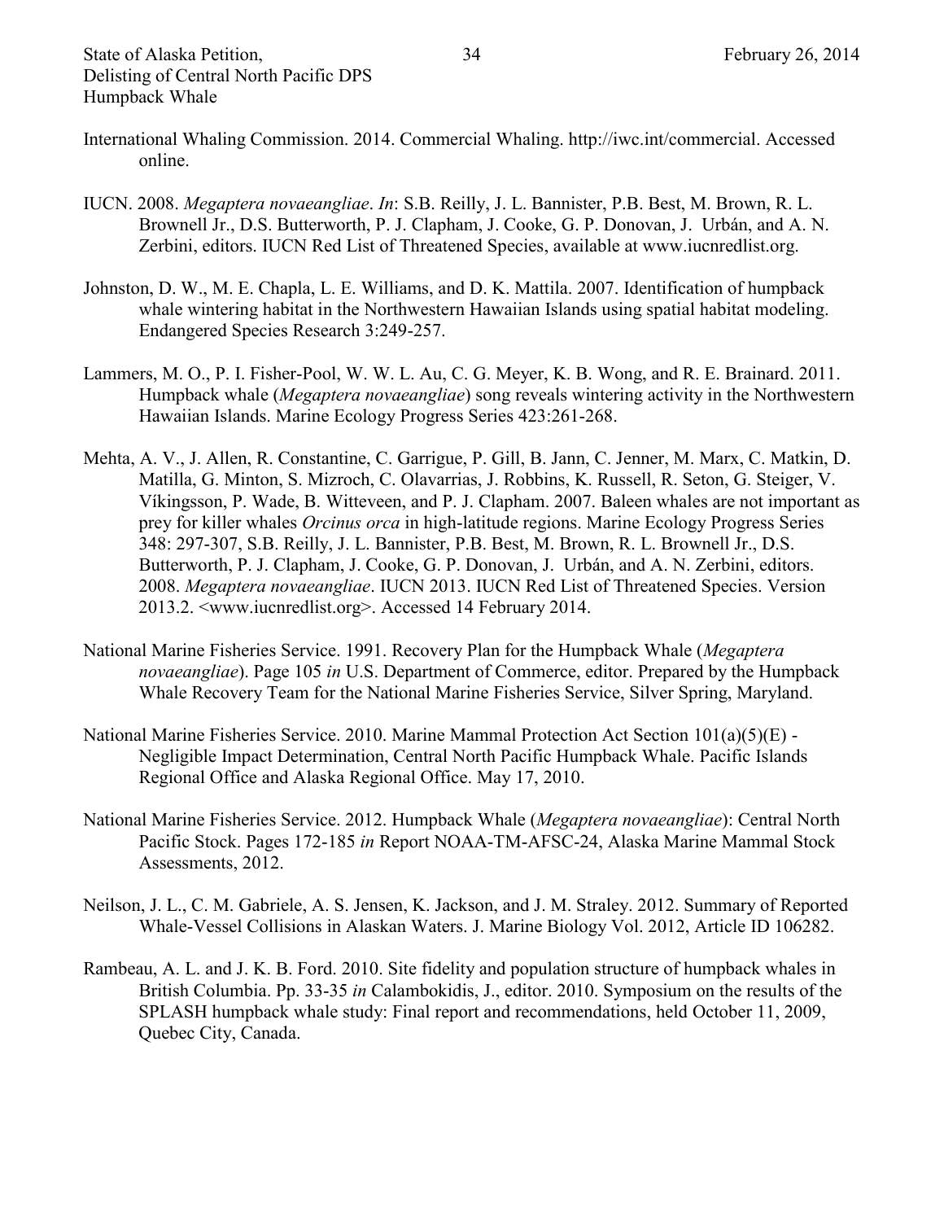International Whaling Commission. 2014. Commercial Whaling. http://iwc.int/commercial. Accessed online.

IUCN. 2008. *Megaptera novaeangliae*. *In*: S.B. Reilly, J. L. Bannister, P.B. Best, M. Brown, R. L. Brownell Jr., D.S. Butterworth, P. J. Clapham, J. Cooke, G. P. Donovan, J. Urbán, and A. N. Zerbini, editors. IUCN Red List of Threatened Species, available at www.iucnredlist.org.

Johnston, D. W., M. E. Chapla, L. E. Williams, and D. K. Mattila. 2007. Identification of humpback whale wintering habitat in the Northwestern Hawaiian Islands using spatial habitat modeling. Endangered Species Research 3:249-257.

Lammers, M. O., P. I. Fisher-Pool, W. W. L. Au, C. G. Meyer, K. B. Wong, and R. E. Brainard. 2011. Humpback whale (*Megaptera novaeangliae*) song reveals wintering activity in the Northwestern Hawaiian Islands. Marine Ecology Progress Series 423:261-268.

Mehta, A. V., J. Allen, R. Constantine, C. Garrigue, P. Gill, B. Jann, C. Jenner, M. Marx, C. Matkin, D. Matilla, G. Minton, S. Mizroch, C. Olavarrias, J. Robbins, K. Russell, R. Seton, G. Steiger, V. Víkingsson, P. Wade, B. Witteveen, and P. J. Clapham. 2007. Baleen whales are not important as prey for killer whales *Orcinus orca* in high-latitude regions. Marine Ecology Progress Series 348: 297-307, S.B. Reilly, J. L. Bannister, P.B. Best, M. Brown, R. L. Brownell Jr., D.S. Butterworth, P. J. Clapham, J. Cooke, G. P. Donovan, J. Urbán, and A. N. Zerbini, editors. 2008. *Megaptera novaeangliae*. IUCN 2013. IUCN Red List of Threatened Species. Version 2013.2. <www.iucnredlist.org>. Accessed 14 February 2014.

National Marine Fisheries Service. 1991. Recovery Plan for the Humpback Whale (*Megaptera novaeangliae*). Page 105 *in* U.S. Department of Commerce, editor. Prepared by the Humpback Whale Recovery Team for the National Marine Fisheries Service, Silver Spring, Maryland.

National Marine Fisheries Service. 2010. Marine Mammal Protection Act Section 101(a)(5)(E) - Negligible Impact Determination, Central North Pacific Humpback Whale. Pacific Islands Regional Office and Alaska Regional Office. May 17, 2010.

National Marine Fisheries Service. 2012. Humpback Whale (*Megaptera novaeangliae*): Central North Pacific Stock. Pages 172-185 *in* Report NOAA-TM-AFSC-24, Alaska Marine Mammal Stock Assessments, 2012.

Neilson, J. L., C. M. Gabriele, A. S. Jensen, K. Jackson, and J. M. Straley. 2012. Summary of Reported Whale-Vessel Collisions in Alaskan Waters. J. Marine Biology Vol. 2012, Article ID 106282.

Rambeau, A. L. and J. K. B. Ford. 2010. Site fidelity and population structure of humpback whales in British Columbia. Pp. 33-35 *in* Calambokidis, J., editor. 2010. Symposium on the results of the SPLASH humpback whale study: Final report and recommendations, held October 11, 2009, Quebec City, Canada.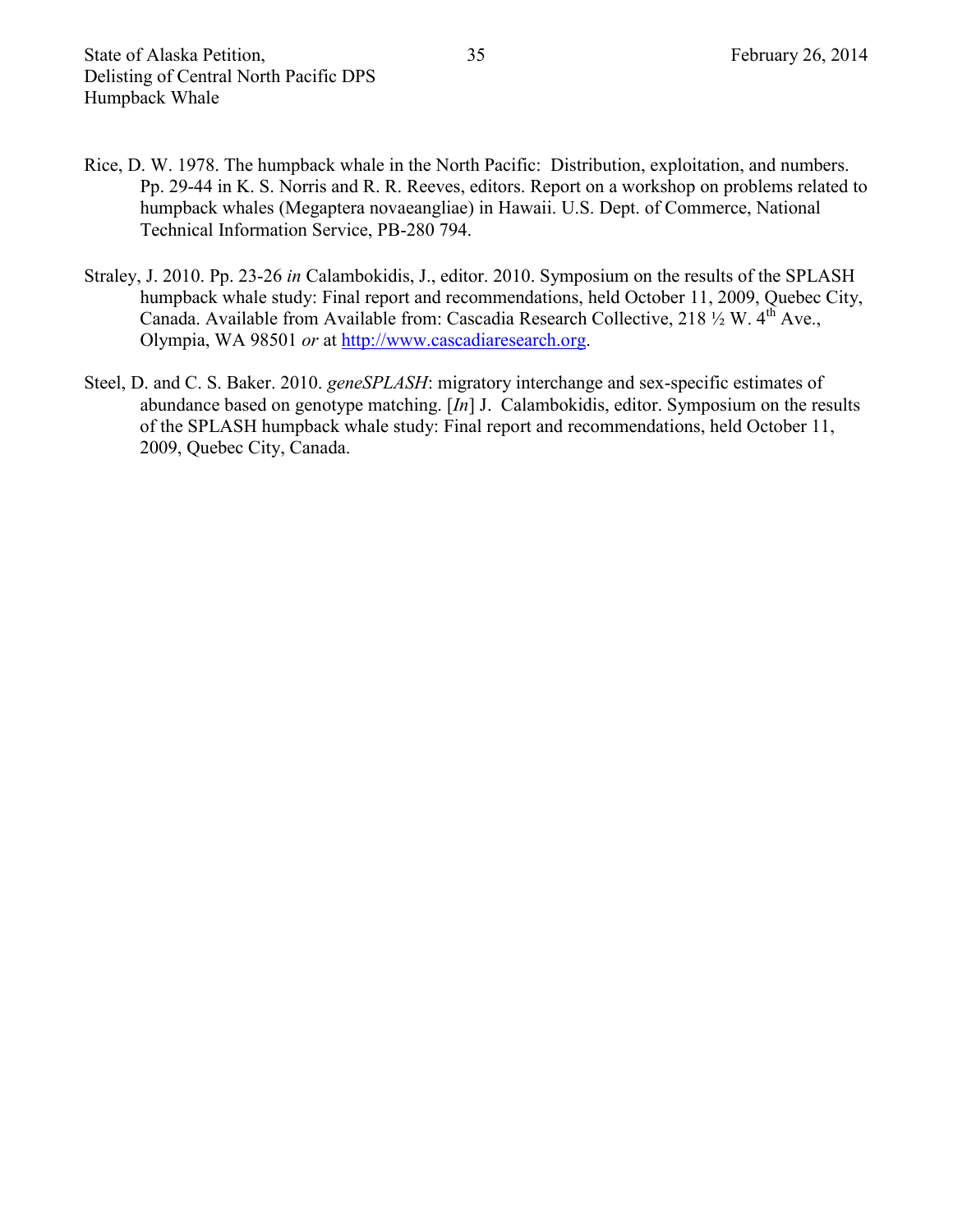Rice, D. W. 1978. The humpback whale in the North Pacific: Distribution, exploitation, and numbers. Pp. 29-44 in K. S. Norris and R. R. Reeves, editors. Report on a workshop on problems related to humpback whales (Megaptera novaeangliae) in Hawaii. U.S. Dept. of Commerce, National Technical Information Service, PB-280 794.

Straley, J. 2010. Pp. 23-26 *in* Calambokidis, J., editor. 2010. Symposium on the results of the SPLASH humpback whale study: Final report and recommendations, held October 11, 2009, Quebec City, Canada. Available from Available from: Cascadia Research Collective, 218 ½ W. 4th Ave., Olympia, WA 98501 *or* at http://www.cascadiaresearch.org.

Steel, D. and C. S. Baker. 2010. *geneSPLASH*: migratory interchange and sex-specific estimates of abundance based on genotype matching. [*In*] J. Calambokidis, editor. Symposium on the results of the SPLASH humpback whale study: Final report and recommendations, held October 11, 2009, Quebec City, Canada.